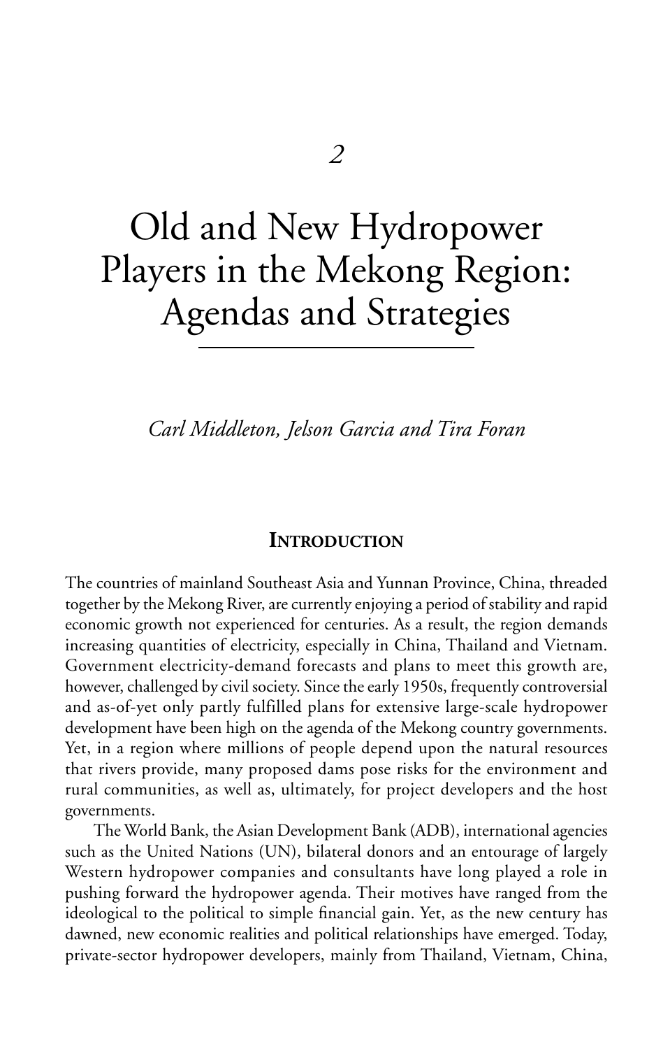2

# Old and New Hydropower Players in the Mekong Region: Agendas and Strategies

*Carl Middleton, Jelson Garcia and Tira Foran*

## INTRODUCTION

The countries of mainland Southeast Asia and Yunnan Province, China, threaded together by the Mekong River, are currently enjoying a period of stability and rapid economic growth not experienced for centuries. As a result, the region demands increasing quantities of electricity, especially in China, Thailand and Vietnam. Government electricity-demand forecasts and plans to meet this growth are, however, challenged by civil society. Since the early 1950s, frequently controversial and as-of-yet only partly fulfilled plans for extensive large-scale hydropower development have been high on the agenda of the Mekong country governments. Yet, in a region where millions of people depend upon the natural resources that rivers provide, many proposed dams pose risks for the environment and rural communities, as well as, ultimately, for project developers and the host governments.

The World Bank, the Asian Development Bank (ADB), international agencies such as the United Nations (UN), bilateral donors and an entourage of largely Western hydropower companies and consultants have long played a role in pushing forward the hydropower agenda. Their motives have ranged from the ideological to the political to simple financial gain. Yet, as the new century has dawned, new economic realities and political relationships have emerged. Today, private-sector hydropower developers, mainly from Thailand, Vietnam, China,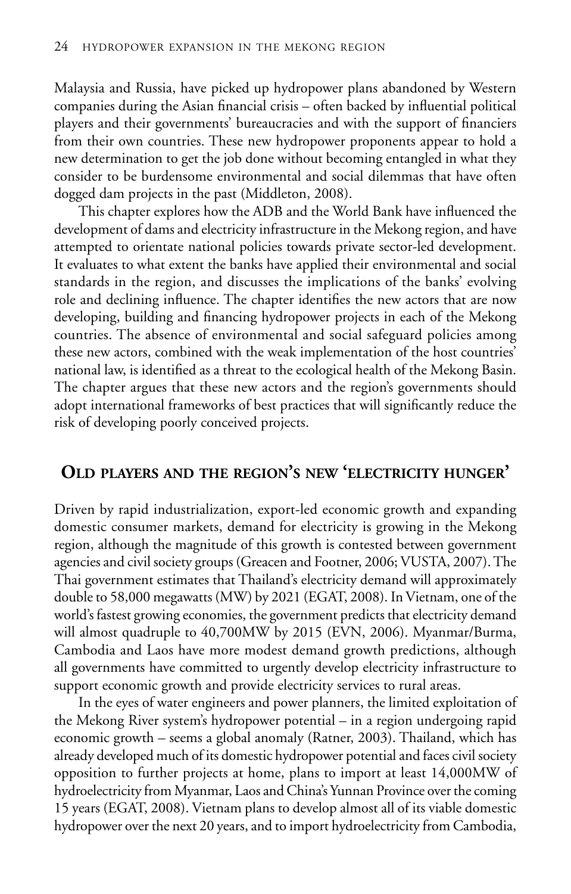Malaysia and Russia, have picked up hydropower plans abandoned by Western companies during the Asian financial crisis – often backed by influential political players and their governments' bureaucracies and with the support of financiers from their own countries. These new hydropower proponents appear to hold a new determination to get the job done without becoming entangled in what they consider to be burdensome environmental and social dilemmas that have often dogged dam projects in the past (Middleton, 2008).

This chapter explores how the ADB and the World Bank have influenced the development of dams and electricity infrastructure in the Mekong region, and have attempted to orientate national policies towards private sector-led development. It evaluates to what extent the banks have applied their environmental and social standards in the region, and discusses the implications of the banks' evolving role and declining influence. The chapter identifies the new actors that are now developing, building and financing hydropower projects in each of the Mekong countries. The absence of environmental and social safeguard policies among these new actors, combined with the weak implementation of the host countries' national law, is identified as a threat to the ecological health of the Mekong Basin. The chapter argues that these new actors and the region's governments should adopt international frameworks of best practices that will significantly reduce the risk of developing poorly conceived projects.

## Old players and the region's new 'electricity hunger'

Driven by rapid industrialization, export-led economic growth and expanding domestic consumer markets, demand for electricity is growing in the Mekong region, although the magnitude of this growth is contested between government agencies and civil society groups (Greacen and Footner, 2006; VUSTA, 2007). The Thai government estimates that Thailand's electricity demand will approximately double to 58,000 megawatts (MW) by 2021 (EGAT, 2008). In Vietnam, one of the world's fastest growing economies, the government predicts that electricity demand will almost quadruple to 40,700MW by 2015 (EVN, 2006). Myanmar/Burma, Cambodia and Laos have more modest demand growth predictions, although all governments have committed to urgently develop electricity infrastructure to support economic growth and provide electricity services to rural areas.

In the eyes of water engineers and power planners, the limited exploitation of the Mekong River system's hydropower potential – in a region undergoing rapid economic growth – seems a global anomaly (Ratner, 2003). Thailand, which has already developed much of its domestic hydropower potential and faces civil society opposition to further projects at home, plans to import at least 14,000MW of hydroelectricity from Myanmar, Laos and China's Yunnan Province over the coming 15 years (EGAT, 2008). Vietnam plans to develop almost all of its viable domestic hydropower over the next 20 years, and to import hydroelectricity from Cambodia,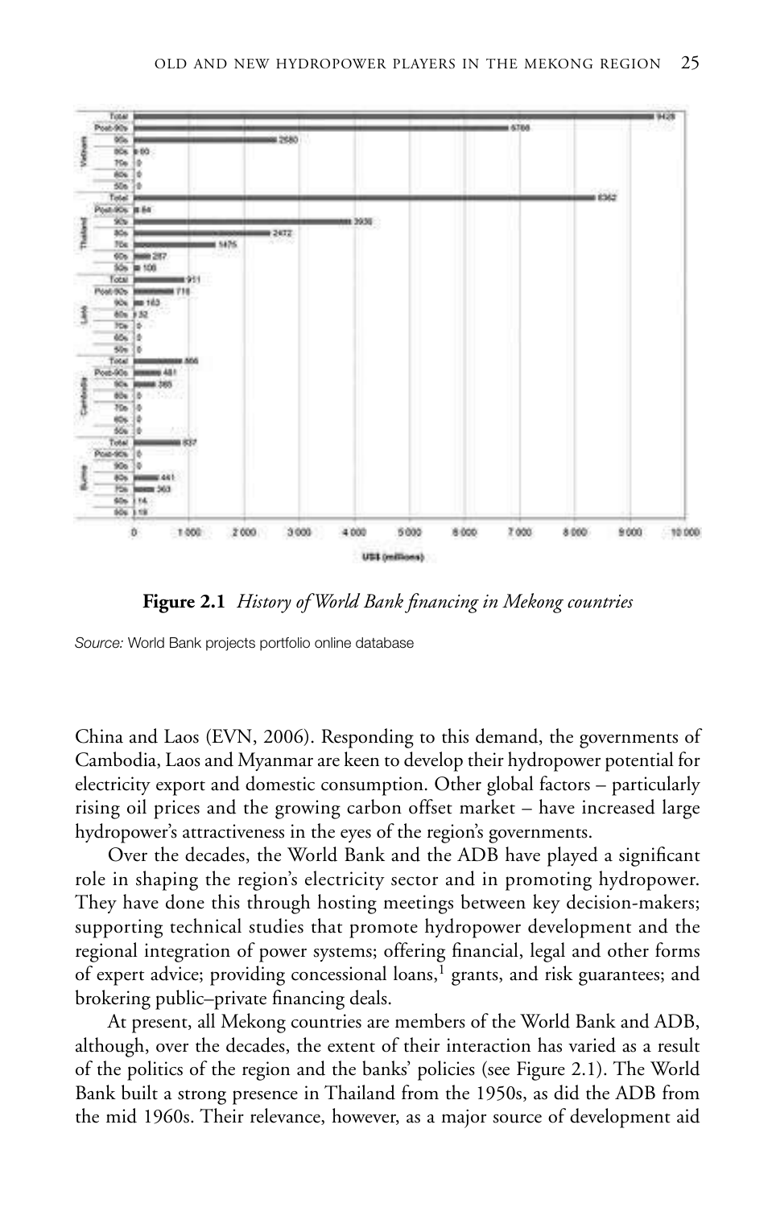**Figure 2.1** *History of World Bank financing in Mekong countries*

*Source:* World Bank projects portfolio online database

China and Laos (EVN, 2006). Responding to this demand, the governments of Cambodia, Laos and Myanmar are keen to develop their hydropower potential for electricity export and domestic consumption. Other global factors – particularly rising oil prices and the growing carbon offset market – have increased large hydropower's attractiveness in the eyes of the region's governments.

Over the decades, the World Bank and the ADB have played a significant role in shaping the region's electricity sector and in promoting hydropower. They have done this through hosting meetings between key decision-makers; supporting technical studies that promote hydropower development and the regional integration of power systems; offering financial, legal and other forms of expert advice; providing concessional loans,[1] grants, and risk guarantees; and brokering public–private financing deals.

At present, all Mekong countries are members of the World Bank and ADB, although, over the decades, the extent of their interaction has varied as a result of the politics of the region and the banks' policies (see Figure 2.1). The World Bank built a strong presence in Thailand from the 1950s, as did the ADB from the mid 1960s. Their relevance, however, as a major source of development aid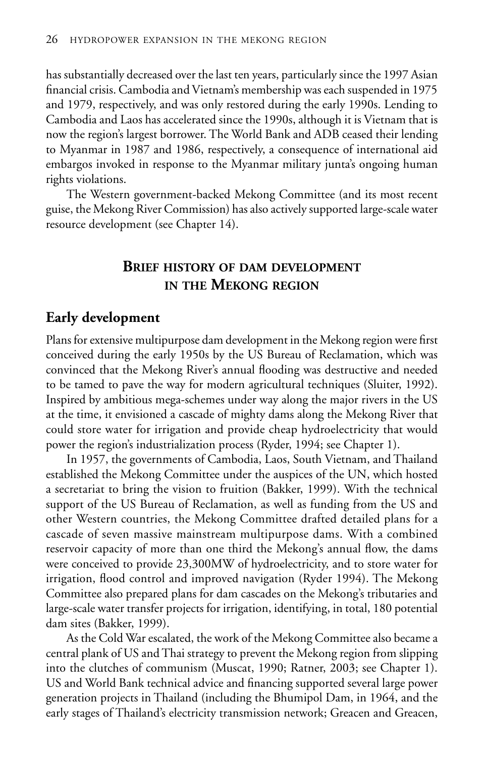has substantially decreased over the last ten years, particularly since the 1997 Asian financial crisis. Cambodia and Vietnam's membership was each suspended in 1975 and 1979, respectively, and was only restored during the early 1990s. Lending to Cambodia and Laos has accelerated since the 1990s, although it is Vietnam that is now the region's largest borrower. The World Bank and ADB ceased their lending to Myanmar in 1987 and 1986, respectively, a consequence of international aid embargos invoked in response to the Myanmar military junta's ongoing human rights violations.

The Western government-backed Mekong Committee (and its most recent guise, the Mekong River Commission) has also actively supported large-scale water resource development (see Chapter 14).

## Brief history of dam development in the Mekong region

### Early development

Plans for extensive multipurpose dam development in the Mekong region were first conceived during the early 1950s by the US Bureau of Reclamation, which was convinced that the Mekong River's annual flooding was destructive and needed to be tamed to pave the way for modern agricultural techniques (Sluiter, 1992). Inspired by ambitious mega-schemes under way along the major rivers in the US at the time, it envisioned a cascade of mighty dams along the Mekong River that could store water for irrigation and provide cheap hydroelectricity that would power the region's industrialization process (Ryder, 1994; see Chapter 1).

In 1957, the governments of Cambodia, Laos, South Vietnam, and Thailand established the Mekong Committee under the auspices of the UN, which hosted a secretariat to bring the vision to fruition (Bakker, 1999). With the technical support of the US Bureau of Reclamation, as well as funding from the US and other Western countries, the Mekong Committee drafted detailed plans for a cascade of seven massive mainstream multipurpose dams. With a combined reservoir capacity of more than one third the Mekong's annual flow, the dams were conceived to provide 23,300MW of hydroelectricity, and to store water for irrigation, flood control and improved navigation (Ryder 1994). The Mekong Committee also prepared plans for dam cascades on the Mekong's tributaries and large-scale water transfer projects for irrigation, identifying, in total, 180 potential dam sites (Bakker, 1999).

As the Cold War escalated, the work of the Mekong Committee also became a central plank of US and Thai strategy to prevent the Mekong region from slipping into the clutches of communism (Muscat, 1990; Ratner, 2003; see Chapter 1). US and World Bank technical advice and financing supported several large power generation projects in Thailand (including the Bhumipol Dam, in 1964, and the early stages of Thailand's electricity transmission network; Greacen and Greacen,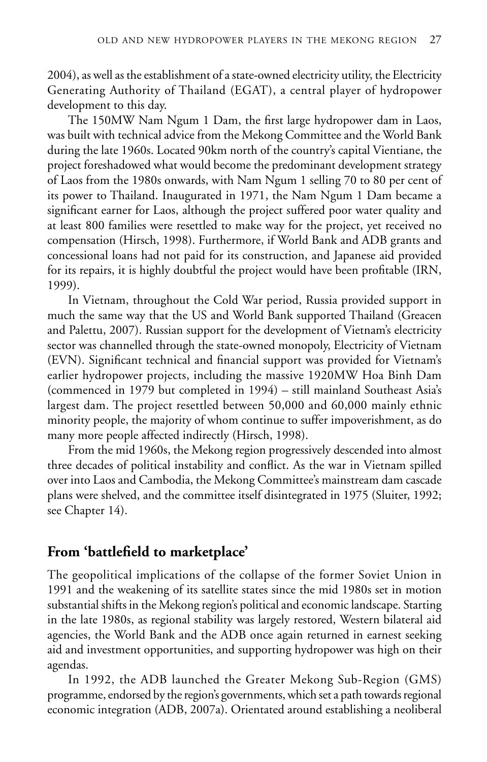2004), as well as the establishment of a state-owned electricity utility, the Electricity Generating Authority of Thailand (EGAT), a central player of hydropower development to this day.

The 150MW Nam Ngum 1 Dam, the first large hydropower dam in Laos, was built with technical advice from the Mekong Committee and the World Bank during the late 1960s. Located 90km north of the country's capital Vientiane, the project foreshadowed what would become the predominant development strategy of Laos from the 1980s onwards, with Nam Ngum 1 selling 70 to 80 per cent of its power to Thailand. Inaugurated in 1971, the Nam Ngum 1 Dam became a significant earner for Laos, although the project suffered poor water quality and at least 800 families were resettled to make way for the project, yet received no compensation (Hirsch, 1998). Furthermore, if World Bank and ADB grants and concessional loans had not paid for its construction, and Japanese aid provided for its repairs, it is highly doubtful the project would have been profitable (IRN, 1999).

In Vietnam, throughout the Cold War period, Russia provided support in much the same way that the US and World Bank supported Thailand (Greacen and Palettu, 2007). Russian support for the development of Vietnam's electricity sector was channelled through the state-owned monopoly, Electricity of Vietnam (EVN). Significant technical and financial support was provided for Vietnam's earlier hydropower projects, including the massive 1920MW Hoa Binh Dam (commenced in 1979 but completed in 1994) – still mainland Southeast Asia's largest dam. The project resettled between 50,000 and 60,000 mainly ethnic minority people, the majority of whom continue to suffer impoverishment, as do many more people affected indirectly (Hirsch, 1998).

From the mid 1960s, the Mekong region progressively descended into almost three decades of political instability and conflict. As the war in Vietnam spilled over into Laos and Cambodia, the Mekong Committee's mainstream dam cascade plans were shelved, and the committee itself disintegrated in 1975 (Sluiter, 1992; see Chapter 14).

## From 'battlefield to marketplace'

The geopolitical implications of the collapse of the former Soviet Union in 1991 and the weakening of its satellite states since the mid 1980s set in motion substantial shifts in the Mekong region's political and economic landscape. Starting in the late 1980s, as regional stability was largely restored, Western bilateral aid agencies, the World Bank and the ADB once again returned in earnest seeking aid and investment opportunities, and supporting hydropower was high on their agendas.

In 1992, the ADB launched the Greater Mekong Sub-Region (GMS) programme, endorsed by the region's governments, which set a path towards regional economic integration (ADB, 2007a). Orientated around establishing a neoliberal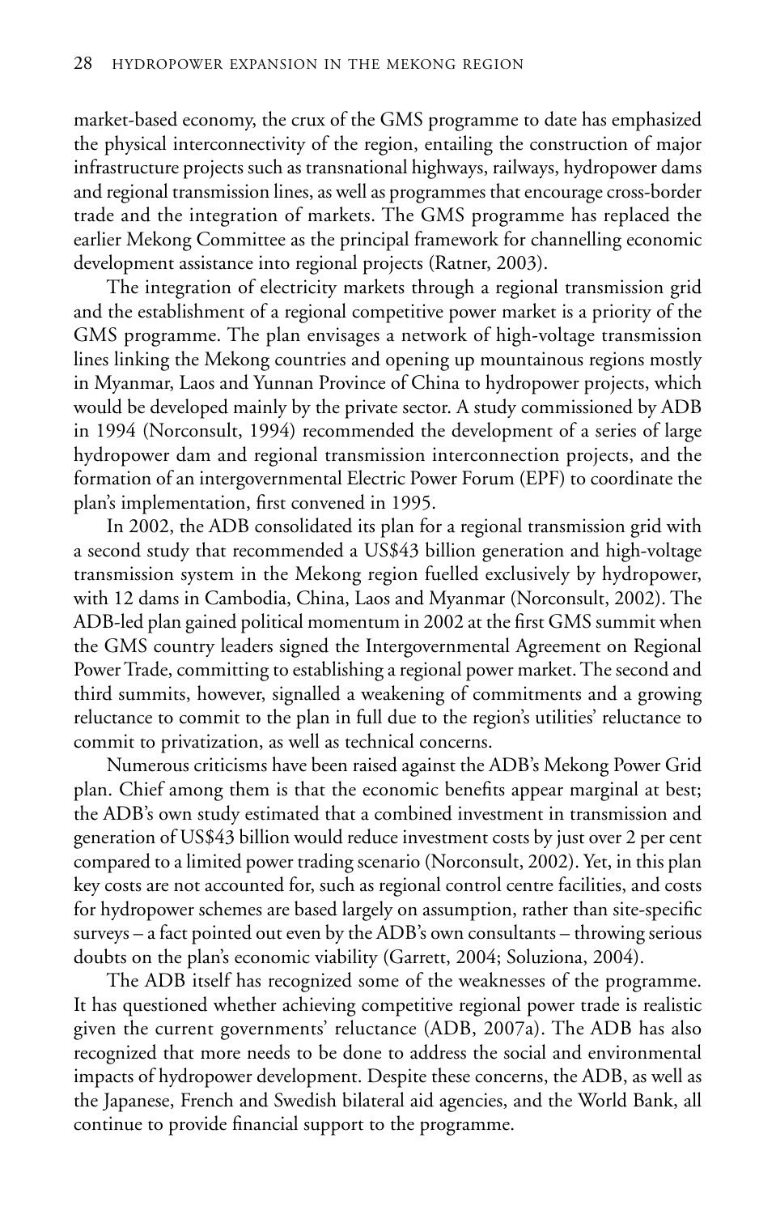market-based economy, the crux of the GMS programme to date has emphasized the physical interconnectivity of the region, entailing the construction of major infrastructure projects such as transnational highways, railways, hydropower dams and regional transmission lines, as well as programmes that encourage cross-border trade and the integration of markets. The GMS programme has replaced the earlier Mekong Committee as the principal framework for channelling economic development assistance into regional projects (Ratner, 2003).

The integration of electricity markets through a regional transmission grid and the establishment of a regional competitive power market is a priority of the GMS programme. The plan envisages a network of high-voltage transmission lines linking the Mekong countries and opening up mountainous regions mostly in Myanmar, Laos and Yunnan Province of China to hydropower projects, which would be developed mainly by the private sector. A study commissioned by ADB in 1994 (Norconsult, 1994) recommended the development of a series of large hydropower dam and regional transmission interconnection projects, and the formation of an intergovernmental Electric Power Forum (EPF) to coordinate the plan's implementation, first convened in 1995.

In 2002, the ADB consolidated its plan for a regional transmission grid with a second study that recommended a US$43 billion generation and high-voltage transmission system in the Mekong region fuelled exclusively by hydropower, with 12 dams in Cambodia, China, Laos and Myanmar (Norconsult, 2002). The ADB-led plan gained political momentum in 2002 at the first GMS summit when the GMS country leaders signed the Intergovernmental Agreement on Regional Power Trade, committing to establishing a regional power market. The second and third summits, however, signalled a weakening of commitments and a growing reluctance to commit to the plan in full due to the region's utilities' reluctance to commit to privatization, as well as technical concerns.

Numerous criticisms have been raised against the ADB's Mekong Power Grid plan. Chief among them is that the economic benefits appear marginal at best; the ADB's own study estimated that a combined investment in transmission and generation of US$43 billion would reduce investment costs by just over 2 per cent compared to a limited power trading scenario (Norconsult, 2002). Yet, in this plan key costs are not accounted for, such as regional control centre facilities, and costs for hydropower schemes are based largely on assumption, rather than site-specific surveys – a fact pointed out even by the ADB's own consultants – throwing serious doubts on the plan's economic viability (Garrett, 2004; Soluziona, 2004).

The ADB itself has recognized some of the weaknesses of the programme. It has questioned whether achieving competitive regional power trade is realistic given the current governments' reluctance (ADB, 2007a). The ADB has also recognized that more needs to be done to address the social and environmental impacts of hydropower development. Despite these concerns, the ADB, as well as the Japanese, French and Swedish bilateral aid agencies, and the World Bank, all continue to provide financial support to the programme.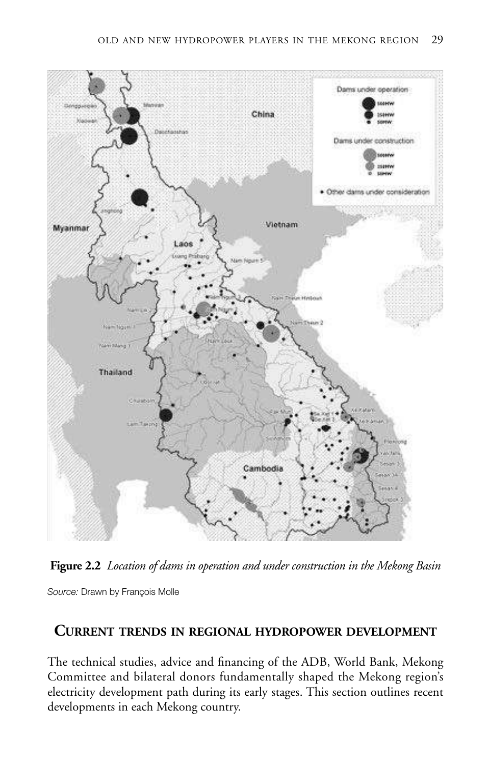**Figure 2.2** *Location of dams in operation and under construction in the Mekong Basin*

*Source:* Drawn by François Molle

## CURRENT TRENDS IN REGIONAL HYDROPOWER DEVELOPMENT

The technical studies, advice and financing of the ADB, World Bank, Mekong Committee and bilateral donors fundamentally shaped the Mekong region's electricity development path during its early stages. This section outlines recent developments in each Mekong country.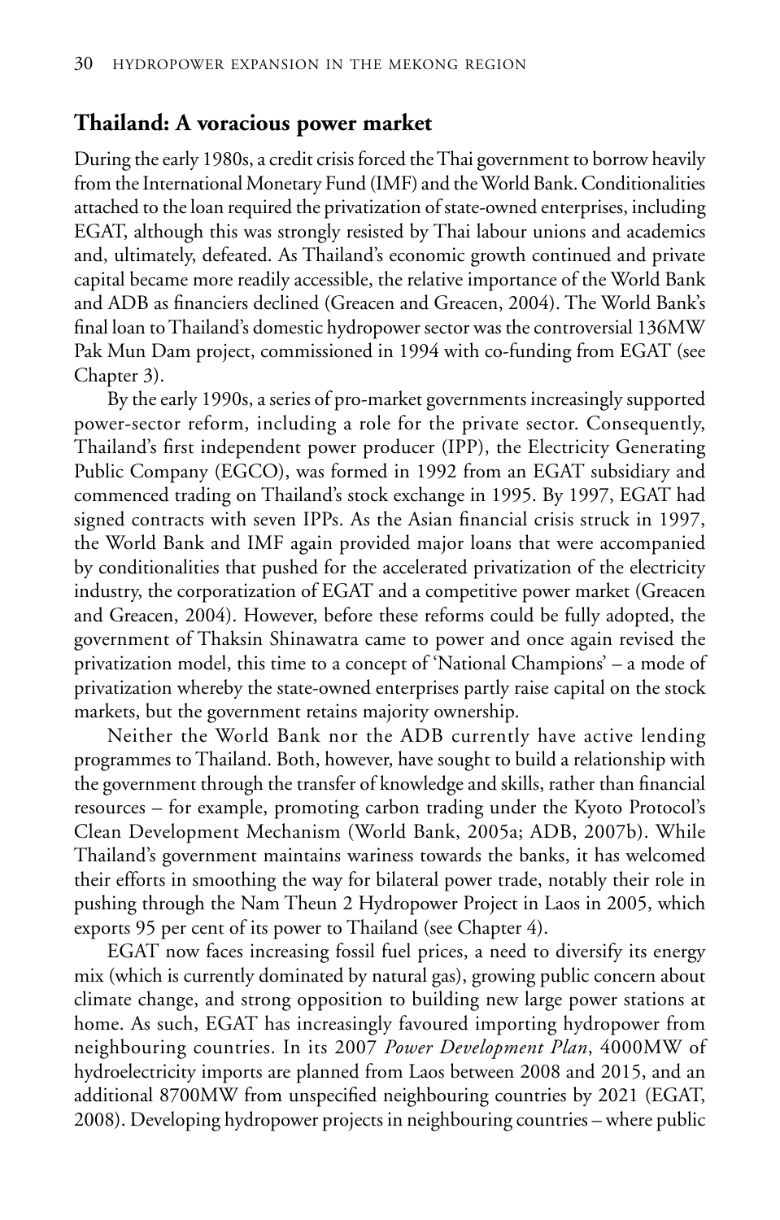## Thailand: A voracious power market

During the early 1980s, a credit crisis forced the Thai government to borrow heavily from the International Monetary Fund (IMF) and the World Bank. Conditionalities attached to the loan required the privatization of state-owned enterprises, including EGAT, although this was strongly resisted by Thai labour unions and academics and, ultimately, defeated. As Thailand's economic growth continued and private capital became more readily accessible, the relative importance of the World Bank and ADB as financiers declined (Greacen and Greacen, 2004). The World Bank's final loan to Thailand's domestic hydropower sector was the controversial 136MW Pak Mun Dam project, commissioned in 1994 with co-funding from EGAT (see Chapter 3).

By the early 1990s, a series of pro-market governments increasingly supported power-sector reform, including a role for the private sector. Consequently, Thailand's first independent power producer (IPP), the Electricity Generating Public Company (EGCO), was formed in 1992 from an EGAT subsidiary and commenced trading on Thailand's stock exchange in 1995. By 1997, EGAT had signed contracts with seven IPPs. As the Asian financial crisis struck in 1997, the World Bank and IMF again provided major loans that were accompanied by conditionalities that pushed for the accelerated privatization of the electricity industry, the corporatization of EGAT and a competitive power market (Greacen and Greacen, 2004). However, before these reforms could be fully adopted, the government of Thaksin Shinawatra came to power and once again revised the privatization model, this time to a concept of 'National Champions' – a mode of privatization whereby the state-owned enterprises partly raise capital on the stock markets, but the government retains majority ownership.

Neither the World Bank nor the ADB currently have active lending programmes to Thailand. Both, however, have sought to build a relationship with the government through the transfer of knowledge and skills, rather than financial resources – for example, promoting carbon trading under the Kyoto Protocol's Clean Development Mechanism (World Bank, 2005a; ADB, 2007b). While Thailand's government maintains wariness towards the banks, it has welcomed their efforts in smoothing the way for bilateral power trade, notably their role in pushing through the Nam Theun 2 Hydropower Project in Laos in 2005, which exports 95 per cent of its power to Thailand (see Chapter 4).

EGAT now faces increasing fossil fuel prices, a need to diversify its energy mix (which is currently dominated by natural gas), growing public concern about climate change, and strong opposition to building new large power stations at home. As such, EGAT has increasingly favoured importing hydropower from neighbouring countries. In its 2007 *Power Development Plan*, 4000MW of hydroelectricity imports are planned from Laos between 2008 and 2015, and an additional 8700MW from unspecified neighbouring countries by 2021 (EGAT, 2008). Developing hydropower projects in neighbouring countries – where public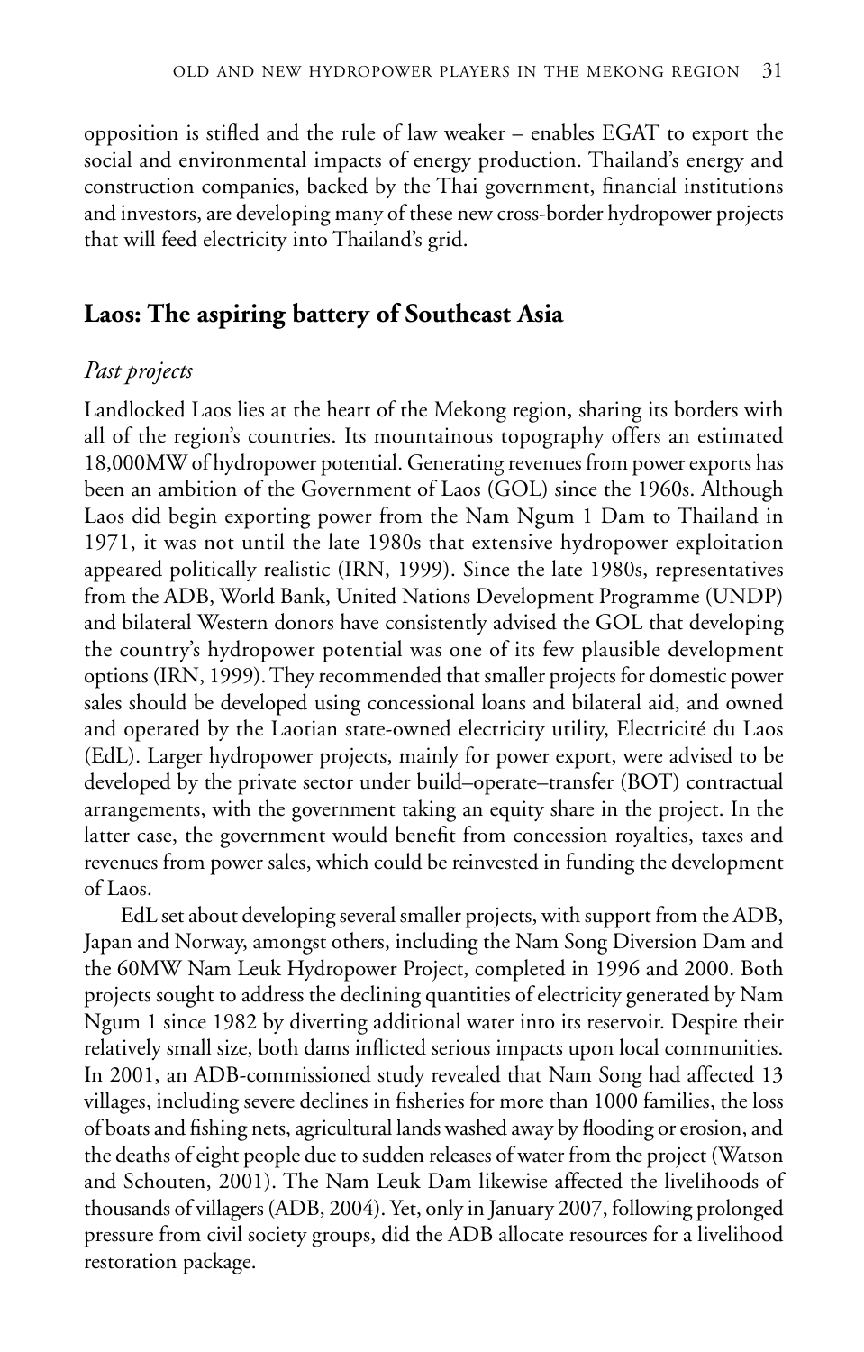opposition is stifled and the rule of law weaker – enables EGAT to export the social and environmental impacts of energy production. Thailand's energy and construction companies, backed by the Thai government, financial institutions and investors, are developing many of these new cross-border hydropower projects that will feed electricity into Thailand's grid.

## Laos: The aspiring battery of Southeast Asia

### *Past projects*

Landlocked Laos lies at the heart of the Mekong region, sharing its borders with all of the region's countries. Its mountainous topography offers an estimated 18,000MW of hydropower potential. Generating revenues from power exports has been an ambition of the Government of Laos (GOL) since the 1960s. Although Laos did begin exporting power from the Nam Ngum 1 Dam to Thailand in 1971, it was not until the late 1980s that extensive hydropower exploitation appeared politically realistic (IRN, 1999). Since the late 1980s, representatives from the ADB, World Bank, United Nations Development Programme (UNDP) and bilateral Western donors have consistently advised the GOL that developing the country's hydropower potential was one of its few plausible development options (IRN, 1999). They recommended that smaller projects for domestic power sales should be developed using concessional loans and bilateral aid, and owned and operated by the Laotian state-owned electricity utility, Electricité du Laos (EdL). Larger hydropower projects, mainly for power export, were advised to be developed by the private sector under build–operate–transfer (BOT) contractual arrangements, with the government taking an equity share in the project. In the latter case, the government would benefit from concession royalties, taxes and revenues from power sales, which could be reinvested in funding the development of Laos.

EdL set about developing several smaller projects, with support from the ADB, Japan and Norway, amongst others, including the Nam Song Diversion Dam and the 60MW Nam Leuk Hydropower Project, completed in 1996 and 2000. Both projects sought to address the declining quantities of electricity generated by Nam Ngum 1 since 1982 by diverting additional water into its reservoir. Despite their relatively small size, both dams inflicted serious impacts upon local communities. In 2001, an ADB-commissioned study revealed that Nam Song had affected 13 villages, including severe declines in fisheries for more than 1000 families, the loss of boats and fishing nets, agricultural lands washed away by flooding or erosion, and the deaths of eight people due to sudden releases of water from the project (Watson and Schouten, 2001). The Nam Leuk Dam likewise affected the livelihoods of thousands of villagers (ADB, 2004). Yet, only in January 2007, following prolonged pressure from civil society groups, did the ADB allocate resources for a livelihood restoration package.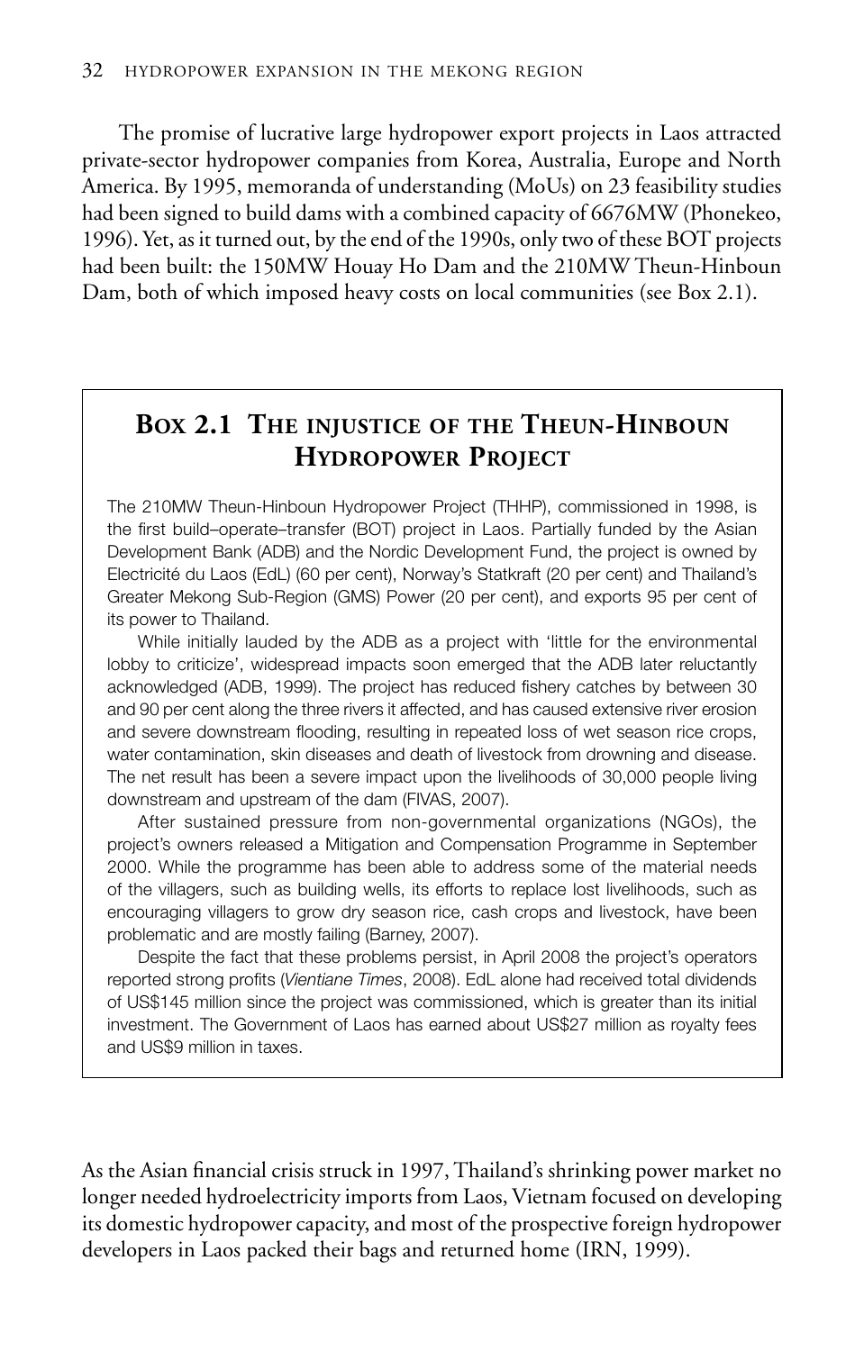The promise of lucrative large hydropower export projects in Laos attracted private-sector hydropower companies from Korea, Australia, Europe and North America. By 1995, memoranda of understanding (MoUs) on 23 feasibility studies had been signed to build dams with a combined capacity of 6676MW (Phonekeo, 1996). Yet, as it turned out, by the end of the 1990s, only two of these BOT projects had been built: the 150MW Houay Ho Dam and the 210MW Theun-Hinboun Dam, both of which imposed heavy costs on local communities (see Box 2.1).

## Box 2.1 The injustice of the Theun-Hinboun Hydropower Project

The 210MW Theun-Hinboun Hydropower Project (THHP), commissioned in 1998, is the first build–operate–transfer (BOT) project in Laos. Partially funded by the Asian Development Bank (ADB) and the Nordic Development Fund, the project is owned by Electricité du Laos (EdL) (60 per cent), Norway's Statkraft (20 per cent) and Thailand's Greater Mekong Sub-Region (GMS) Power (20 per cent), and exports 95 per cent of its power to Thailand.

While initially lauded by the ADB as a project with 'little for the environmental lobby to criticize', widespread impacts soon emerged that the ADB later reluctantly acknowledged (ADB, 1999). The project has reduced fishery catches by between 30 and 90 per cent along the three rivers it affected, and has caused extensive river erosion and severe downstream flooding, resulting in repeated loss of wet season rice crops, water contamination, skin diseases and death of livestock from drowning and disease. The net result has been a severe impact upon the livelihoods of 30,000 people living downstream and upstream of the dam (FIVAS, 2007).

After sustained pressure from non-governmental organizations (NGOs), the project's owners released a Mitigation and Compensation Programme in September 2000. While the programme has been able to address some of the material needs of the villagers, such as building wells, its efforts to replace lost livelihoods, such as encouraging villagers to grow dry season rice, cash crops and livestock, have been problematic and are mostly failing (Barney, 2007).

Despite the fact that these problems persist, in April 2008 the project's operators reported strong profits (*Vientiane Times*, 2008). EdL alone had received total dividends of US$145 million since the project was commissioned, which is greater than its initial investment. The Government of Laos has earned about US$27 million as royalty fees and US$9 million in taxes.

As the Asian financial crisis struck in 1997, Thailand's shrinking power market no longer needed hydroelectricity imports from Laos, Vietnam focused on developing its domestic hydropower capacity, and most of the prospective foreign hydropower developers in Laos packed their bags and returned home (IRN, 1999).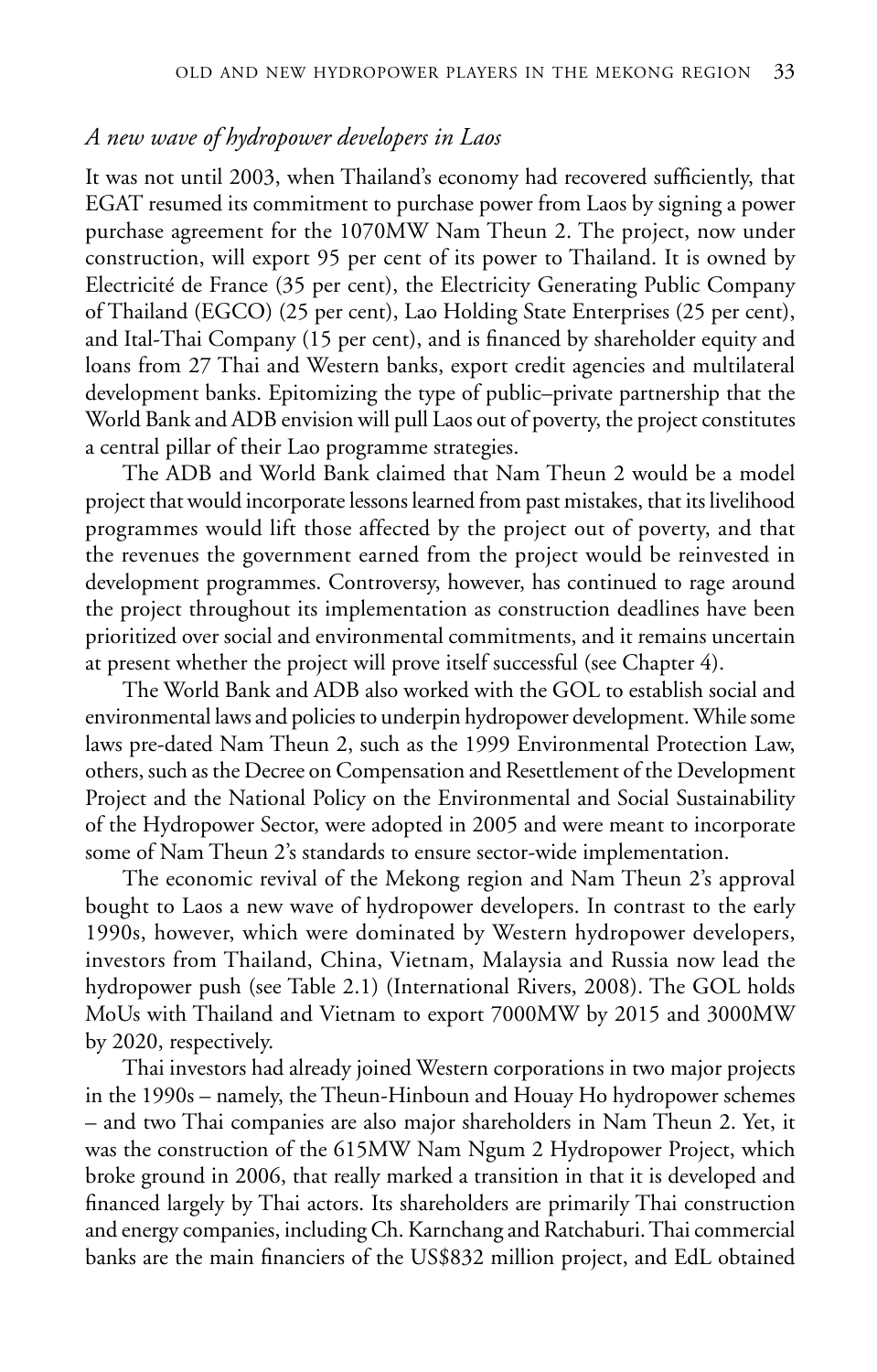### *A new wave of hydropower developers in Laos*

It was not until 2003, when Thailand's economy had recovered sufficiently, that EGAT resumed its commitment to purchase power from Laos by signing a power purchase agreement for the 1070MW Nam Theun 2. The project, now under construction, will export 95 per cent of its power to Thailand. It is owned by Electricité de France (35 per cent), the Electricity Generating Public Company of Thailand (EGCO) (25 per cent), Lao Holding State Enterprises (25 per cent), and Ital-Thai Company (15 per cent), and is financed by shareholder equity and loans from 27 Thai and Western banks, export credit agencies and multilateral development banks. Epitomizing the type of public–private partnership that the World Bank and ADB envision will pull Laos out of poverty, the project constitutes a central pillar of their Lao programme strategies.

The ADB and World Bank claimed that Nam Theun 2 would be a model project that would incorporate lessons learned from past mistakes, that its livelihood programmes would lift those affected by the project out of poverty, and that the revenues the government earned from the project would be reinvested in development programmes. Controversy, however, has continued to rage around the project throughout its implementation as construction deadlines have been prioritized over social and environmental commitments, and it remains uncertain at present whether the project will prove itself successful (see Chapter 4).

The World Bank and ADB also worked with the GOL to establish social and environmental laws and policies to underpin hydropower development. While some laws pre-dated Nam Theun 2, such as the 1999 Environmental Protection Law, others, such as the Decree on Compensation and Resettlement of the Development Project and the National Policy on the Environmental and Social Sustainability of the Hydropower Sector, were adopted in 2005 and were meant to incorporate some of Nam Theun 2's standards to ensure sector-wide implementation.

The economic revival of the Mekong region and Nam Theun 2's approval bought to Laos a new wave of hydropower developers. In contrast to the early 1990s, however, which were dominated by Western hydropower developers, investors from Thailand, China, Vietnam, Malaysia and Russia now lead the hydropower push (see Table 2.1) (International Rivers, 2008). The GOL holds MoUs with Thailand and Vietnam to export 7000MW by 2015 and 3000MW by 2020, respectively.

Thai investors had already joined Western corporations in two major projects in the 1990s – namely, the Theun-Hinboun and Houay Ho hydropower schemes – and two Thai companies are also major shareholders in Nam Theun 2. Yet, it was the construction of the 615MW Nam Ngum 2 Hydropower Project, which broke ground in 2006, that really marked a transition in that it is developed and financed largely by Thai actors. Its shareholders are primarily Thai construction and energy companies, including Ch. Karnchang and Ratchaburi. Thai commercial banks are the main financiers of the US$832 million project, and EdL obtained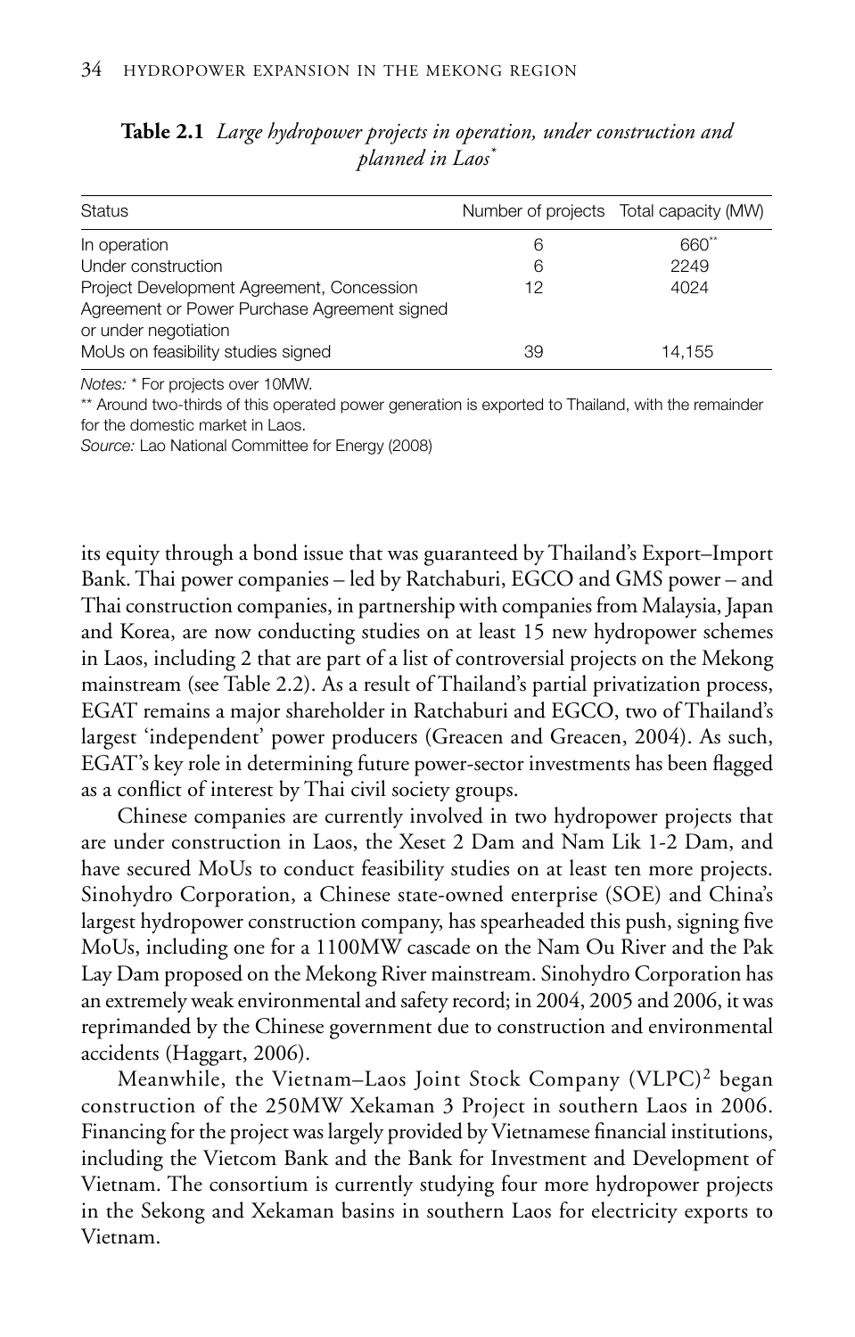**Table 2.1** *Large hydropower projects in operation, under construction and planned in Laos*[*]

| Status | Number of projects | Total capacity (MW) |
|---|---|---|
| In operation | 6 | 660[**] |
| Under construction | 6 | 2249 |
| Project Development Agreement, Concession Agreement or Power Purchase Agreement signed or under negotiation | 12 | 4024 |
| MoUs on feasibility studies signed | 39 | 14,155 |

*Notes:* * For projects over 10MW.

** Around two-thirds of this operated power generation is exported to Thailand, with the remainder for the domestic market in Laos.

*Source:* Lao National Committee for Energy (2008)

its equity through a bond issue that was guaranteed by Thailand's Export–Import Bank. Thai power companies – led by Ratchaburi, EGCO and GMS power – and Thai construction companies, in partnership with companies from Malaysia, Japan and Korea, are now conducting studies on at least 15 new hydropower schemes in Laos, including 2 that are part of a list of controversial projects on the Mekong mainstream (see Table 2.2). As a result of Thailand's partial privatization process, EGAT remains a major shareholder in Ratchaburi and EGCO, two of Thailand's largest 'independent' power producers (Greacen and Greacen, 2004). As such, EGAT's key role in determining future power-sector investments has been flagged as a conflict of interest by Thai civil society groups.

Chinese companies are currently involved in two hydropower projects that are under construction in Laos, the Xeset 2 Dam and Nam Lik 1-2 Dam, and have secured MoUs to conduct feasibility studies on at least ten more projects. Sinohydro Corporation, a Chinese state-owned enterprise (SOE) and China's largest hydropower construction company, has spearheaded this push, signing five MoUs, including one for a 1100MW cascade on the Nam Ou River and the Pak Lay Dam proposed on the Mekong River mainstream. Sinohydro Corporation has an extremely weak environmental and safety record; in 2004, 2005 and 2006, it was reprimanded by the Chinese government due to construction and environmental accidents (Haggart, 2006).

Meanwhile, the Vietnam–Laos Joint Stock Company (VLPC)[2] began construction of the 250MW Xekaman 3 Project in southern Laos in 2006. Financing for the project was largely provided by Vietnamese financial institutions, including the Vietcom Bank and the Bank for Investment and Development of Vietnam. The consortium is currently studying four more hydropower projects in the Sekong and Xekaman basins in southern Laos for electricity exports to Vietnam.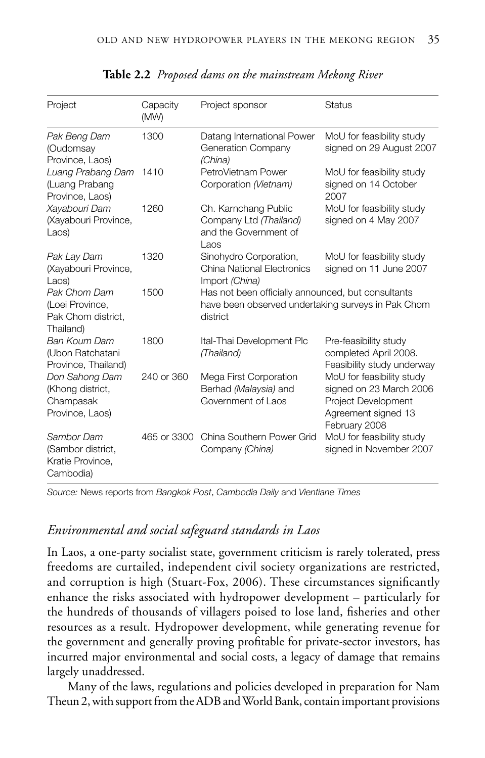**Table 2.2** *Proposed dams on the mainstream Mekong River*

| Project | Capacity (MW) | Project sponsor | Status |
|---|---|---|---|
| *Pak Beng Dam* (Oudomsay Province, Laos) | 1300 | Datang International Power Generation Company *(China)* | MoU for feasibility study signed on 29 August 2007 |
| *Luang Prabang Dam* (Luang Prabang Province, Laos) | 1410 | PetroVietnam Power Corporation *(Vietnam)* | MoU for feasibility study signed on 14 October 2007 |
| *Xayabouri Dam* (Xayabouri Province, Laos) | 1260 | Ch. Karnchang Public Company Ltd *(Thailand)* and the Government of Laos | MoU for feasibility study signed on 4 May 2007 |
| *Pak Lay Dam* (Xayabouri Province, Laos) | 1320 | Sinohydro Corporation, China National Electronics Import *(China)* | MoU for feasibility study signed on 11 June 2007 |
| *Pak Chom Dam* (Loei Province, Pak Chom district, Thailand) | 1500 | Has not been officially announced, but consultants have been observed undertaking surveys in Pak Chom district | |
| *Ban Koum Dam* (Ubon Ratchatani Province, Thailand) | 1800 | Ital-Thai Development Plc *(Thailand)* | Pre-feasibility study completed April 2008. Feasibility study underway |
| *Don Sahong Dam* (Khong district, Champasak Province, Laos) | 240 or 360 | Mega First Corporation Berhad *(Malaysia)* and Government of Laos | MoU for feasibility study signed on 23 March 2006 Project Development Agreement signed 13 February 2008 |
| *Sambor Dam* (Sambor district, Kratie Province, Cambodia) | 465 or 3300 | China Southern Power Grid Company *(China)* | MoU for feasibility study signed in November 2007 |

*Source:* News reports from *Bangkok Post*, *Cambodia Daily* and *Vientiane Times*

### *Environmental and social safeguard standards in Laos*

In Laos, a one-party socialist state, government criticism is rarely tolerated, press freedoms are curtailed, independent civil society organizations are restricted, and corruption is high (Stuart-Fox, 2006). These circumstances significantly enhance the risks associated with hydropower development – particularly for the hundreds of thousands of villagers poised to lose land, fisheries and other resources as a result. Hydropower development, while generating revenue for the government and generally proving profitable for private-sector investors, has incurred major environmental and social costs, a legacy of damage that remains largely unaddressed.

Many of the laws, regulations and policies developed in preparation for Nam Theun 2, with support from the ADB and World Bank, contain important provisions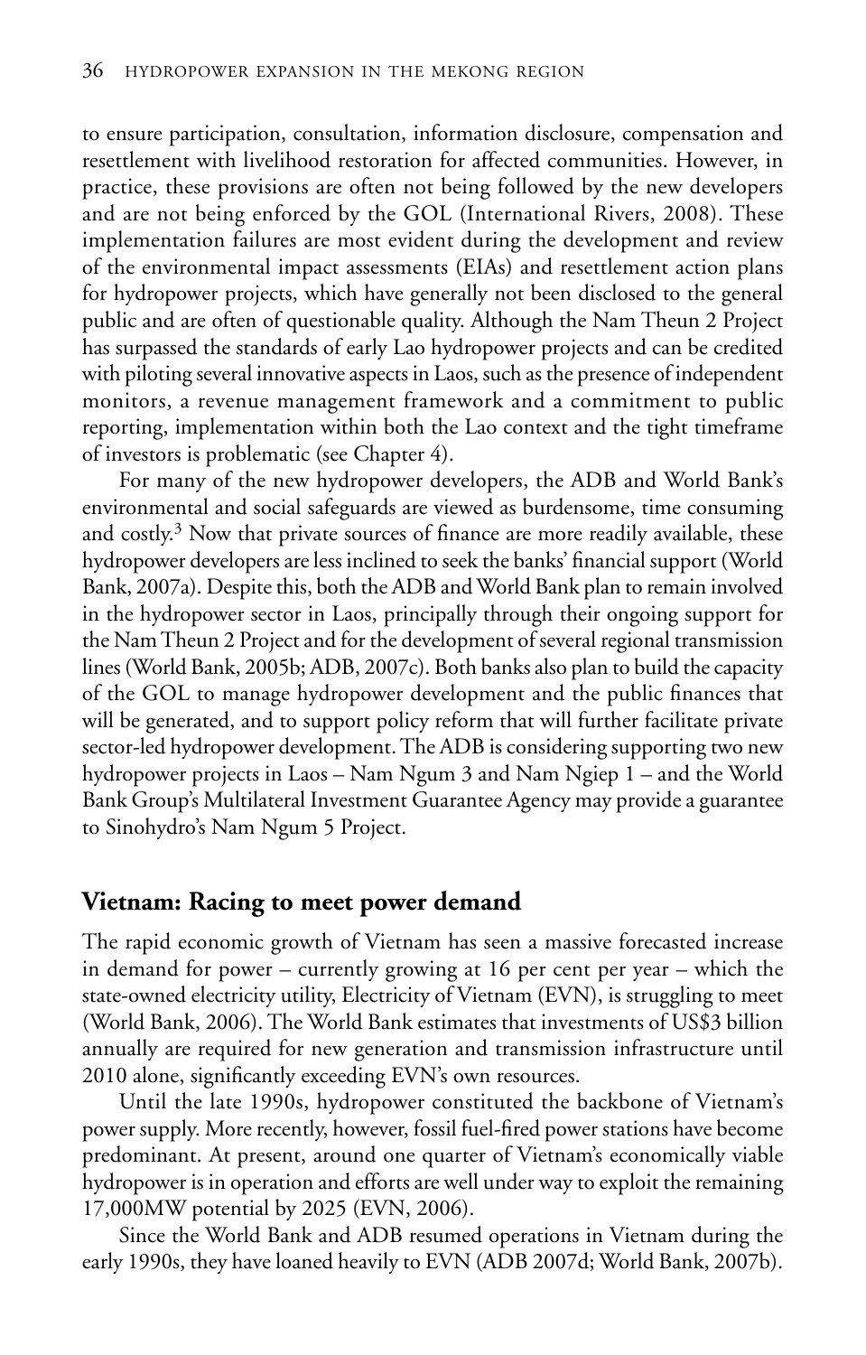to ensure participation, consultation, information disclosure, compensation and resettlement with livelihood restoration for affected communities. However, in practice, these provisions are often not being followed by the new developers and are not being enforced by the GOL (International Rivers, 2008). These implementation failures are most evident during the development and review of the environmental impact assessments (EIAs) and resettlement action plans for hydropower projects, which have generally not been disclosed to the general public and are often of questionable quality. Although the Nam Theun 2 Project has surpassed the standards of early Lao hydropower projects and can be credited with piloting several innovative aspects in Laos, such as the presence of independent monitors, a revenue management framework and a commitment to public reporting, implementation within both the Lao context and the tight timeframe of investors is problematic (see Chapter 4).

For many of the new hydropower developers, the ADB and World Bank's environmental and social safeguards are viewed as burdensome, time consuming and costly.[3] Now that private sources of finance are more readily available, these hydropower developers are less inclined to seek the banks' financial support (World Bank, 2007a). Despite this, both the ADB and World Bank plan to remain involved in the hydropower sector in Laos, principally through their ongoing support for the Nam Theun 2 Project and for the development of several regional transmission lines (World Bank, 2005b; ADB, 2007c). Both banks also plan to build the capacity of the GOL to manage hydropower development and the public finances that will be generated, and to support policy reform that will further facilitate private sector-led hydropower development. The ADB is considering supporting two new hydropower projects in Laos – Nam Ngum 3 and Nam Ngiep 1 – and the World Bank Group's Multilateral Investment Guarantee Agency may provide a guarantee to Sinohydro's Nam Ngum 5 Project.

## Vietnam: Racing to meet power demand

The rapid economic growth of Vietnam has seen a massive forecasted increase in demand for power – currently growing at 16 per cent per year – which the state-owned electricity utility, Electricity of Vietnam (EVN), is struggling to meet (World Bank, 2006). The World Bank estimates that investments of US$3 billion annually are required for new generation and transmission infrastructure until 2010 alone, significantly exceeding EVN's own resources.

Until the late 1990s, hydropower constituted the backbone of Vietnam's power supply. More recently, however, fossil fuel-fired power stations have become predominant. At present, around one quarter of Vietnam's economically viable hydropower is in operation and efforts are well under way to exploit the remaining 17,000MW potential by 2025 (EVN, 2006).

Since the World Bank and ADB resumed operations in Vietnam during the early 1990s, they have loaned heavily to EVN (ADB 2007d; World Bank, 2007b).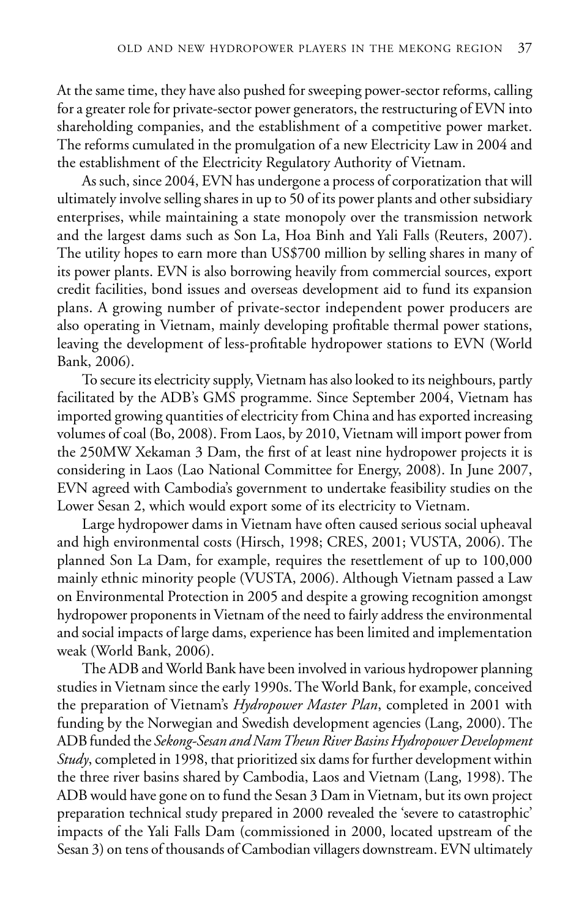At the same time, they have also pushed for sweeping power-sector reforms, calling for a greater role for private-sector power generators, the restructuring of EVN into shareholding companies, and the establishment of a competitive power market. The reforms cumulated in the promulgation of a new Electricity Law in 2004 and the establishment of the Electricity Regulatory Authority of Vietnam.

As such, since 2004, EVN has undergone a process of corporatization that will ultimately involve selling shares in up to 50 of its power plants and other subsidiary enterprises, while maintaining a state monopoly over the transmission network and the largest dams such as Son La, Hoa Binh and Yali Falls (Reuters, 2007). The utility hopes to earn more than US$700 million by selling shares in many of its power plants. EVN is also borrowing heavily from commercial sources, export credit facilities, bond issues and overseas development aid to fund its expansion plans. A growing number of private-sector independent power producers are also operating in Vietnam, mainly developing profitable thermal power stations, leaving the development of less-profitable hydropower stations to EVN (World Bank, 2006).

To secure its electricity supply, Vietnam has also looked to its neighbours, partly facilitated by the ADB's GMS programme. Since September 2004, Vietnam has imported growing quantities of electricity from China and has exported increasing volumes of coal (Bo, 2008). From Laos, by 2010, Vietnam will import power from the 250MW Xekaman 3 Dam, the first of at least nine hydropower projects it is considering in Laos (Lao National Committee for Energy, 2008). In June 2007, EVN agreed with Cambodia's government to undertake feasibility studies on the Lower Sesan 2, which would export some of its electricity to Vietnam.

Large hydropower dams in Vietnam have often caused serious social upheaval and high environmental costs (Hirsch, 1998; CRES, 2001; VUSTA, 2006). The planned Son La Dam, for example, requires the resettlement of up to 100,000 mainly ethnic minority people (VUSTA, 2006). Although Vietnam passed a Law on Environmental Protection in 2005 and despite a growing recognition amongst hydropower proponents in Vietnam of the need to fairly address the environmental and social impacts of large dams, experience has been limited and implementation weak (World Bank, 2006).

The ADB and World Bank have been involved in various hydropower planning studies in Vietnam since the early 1990s. The World Bank, for example, conceived the preparation of Vietnam's *Hydropower Master Plan*, completed in 2001 with funding by the Norwegian and Swedish development agencies (Lang, 2000). The ADB funded the *Sekong-Sesan and Nam Theun River Basins Hydropower Development Study*, completed in 1998, that prioritized six dams for further development within the three river basins shared by Cambodia, Laos and Vietnam (Lang, 1998). The ADB would have gone on to fund the Sesan 3 Dam in Vietnam, but its own project preparation technical study prepared in 2000 revealed the 'severe to catastrophic' impacts of the Yali Falls Dam (commissioned in 2000, located upstream of the Sesan 3) on tens of thousands of Cambodian villagers downstream. EVN ultimately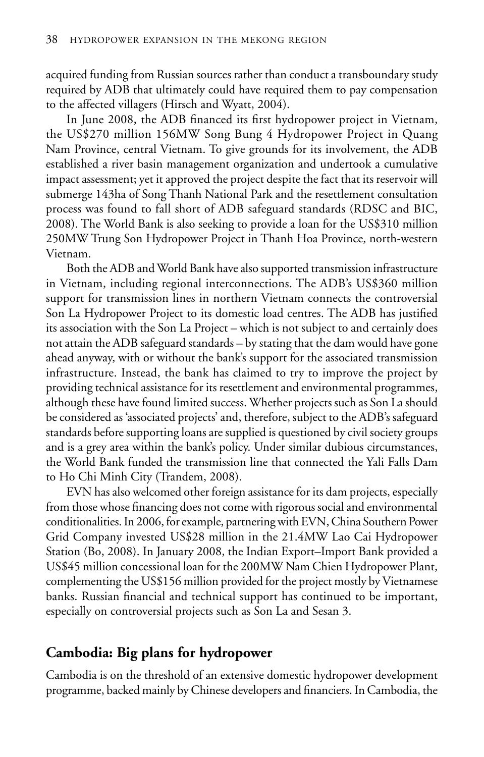acquired funding from Russian sources rather than conduct a transboundary study required by ADB that ultimately could have required them to pay compensation to the affected villagers (Hirsch and Wyatt, 2004).

In June 2008, the ADB financed its first hydropower project in Vietnam, the US$270 million 156MW Song Bung 4 Hydropower Project in Quang Nam Province, central Vietnam. To give grounds for its involvement, the ADB established a river basin management organization and undertook a cumulative impact assessment; yet it approved the project despite the fact that its reservoir will submerge 143ha of Song Thanh National Park and the resettlement consultation process was found to fall short of ADB safeguard standards (RDSC and BIC, 2008). The World Bank is also seeking to provide a loan for the US$310 million 250MW Trung Son Hydropower Project in Thanh Hoa Province, north-western Vietnam.

Both the ADB and World Bank have also supported transmission infrastructure in Vietnam, including regional interconnections. The ADB's US$360 million support for transmission lines in northern Vietnam connects the controversial Son La Hydropower Project to its domestic load centres. The ADB has justified its association with the Son La Project – which is not subject to and certainly does not attain the ADB safeguard standards – by stating that the dam would have gone ahead anyway, with or without the bank's support for the associated transmission infrastructure. Instead, the bank has claimed to try to improve the project by providing technical assistance for its resettlement and environmental programmes, although these have found limited success. Whether projects such as Son La should be considered as 'associated projects' and, therefore, subject to the ADB's safeguard standards before supporting loans are supplied is questioned by civil society groups and is a grey area within the bank's policy. Under similar dubious circumstances, the World Bank funded the transmission line that connected the Yali Falls Dam to Ho Chi Minh City (Trandem, 2008).

EVN has also welcomed other foreign assistance for its dam projects, especially from those whose financing does not come with rigorous social and environmental conditionalities. In 2006, for example, partnering with EVN, China Southern Power Grid Company invested US$28 million in the 21.4MW Lao Cai Hydropower Station (Bo, 2008). In January 2008, the Indian Export–Import Bank provided a US$45 million concessional loan for the 200MW Nam Chien Hydropower Plant, complementing the US$156 million provided for the project mostly by Vietnamese banks. Russian financial and technical support has continued to be important, especially on controversial projects such as Son La and Sesan 3.

## Cambodia: Big plans for hydropower

Cambodia is on the threshold of an extensive domestic hydropower development programme, backed mainly by Chinese developers and financiers. In Cambodia, the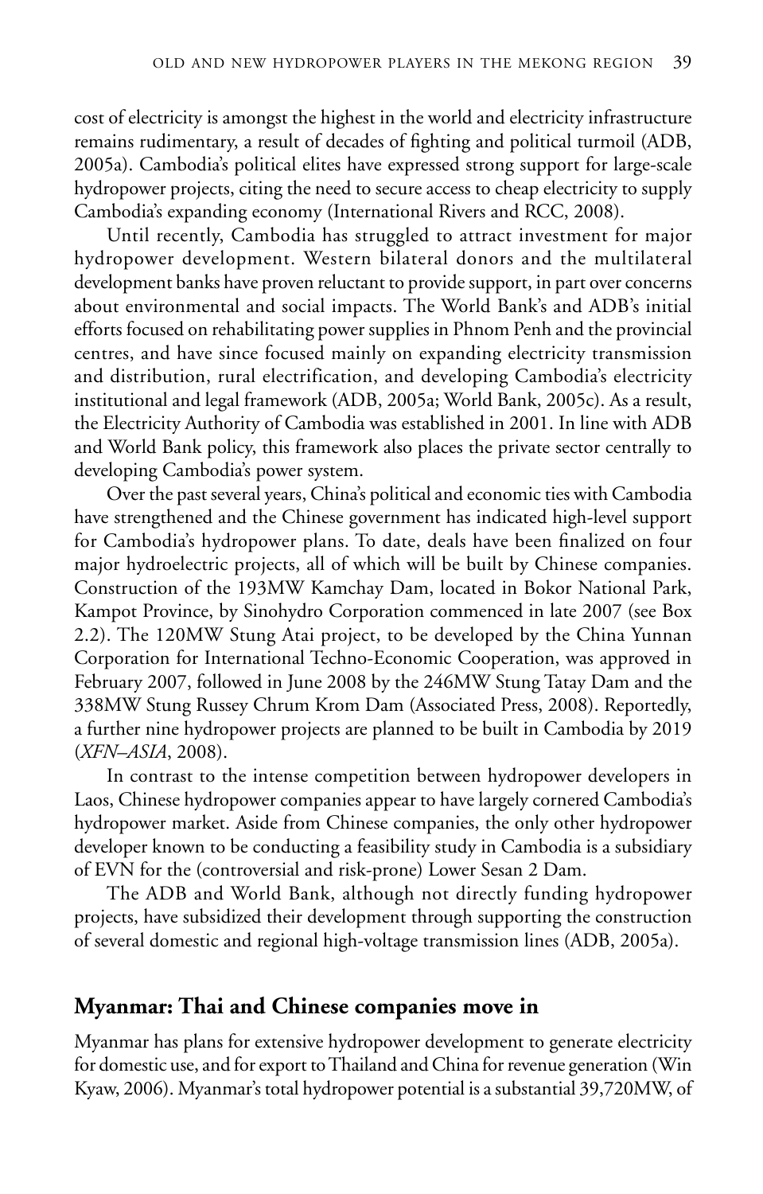cost of electricity is amongst the highest in the world and electricity infrastructure remains rudimentary, a result of decades of fighting and political turmoil (ADB, 2005a). Cambodia's political elites have expressed strong support for large-scale hydropower projects, citing the need to secure access to cheap electricity to supply Cambodia's expanding economy (International Rivers and RCC, 2008).

Until recently, Cambodia has struggled to attract investment for major hydropower development. Western bilateral donors and the multilateral development banks have proven reluctant to provide support, in part over concerns about environmental and social impacts. The World Bank's and ADB's initial efforts focused on rehabilitating power supplies in Phnom Penh and the provincial centres, and have since focused mainly on expanding electricity transmission and distribution, rural electrification, and developing Cambodia's electricity institutional and legal framework (ADB, 2005a; World Bank, 2005c). As a result, the Electricity Authority of Cambodia was established in 2001. In line with ADB and World Bank policy, this framework also places the private sector centrally to developing Cambodia's power system.

Over the past several years, China's political and economic ties with Cambodia have strengthened and the Chinese government has indicated high-level support for Cambodia's hydropower plans. To date, deals have been finalized on four major hydroelectric projects, all of which will be built by Chinese companies. Construction of the 193MW Kamchay Dam, located in Bokor National Park, Kampot Province, by Sinohydro Corporation commenced in late 2007 (see Box 2.2). The 120MW Stung Atai project, to be developed by the China Yunnan Corporation for International Techno-Economic Cooperation, was approved in February 2007, followed in June 2008 by the 246MW Stung Tatay Dam and the 338MW Stung Russey Chrum Krom Dam (Associated Press, 2008). Reportedly, a further nine hydropower projects are planned to be built in Cambodia by 2019 (*XFN–ASIA*, 2008).

In contrast to the intense competition between hydropower developers in Laos, Chinese hydropower companies appear to have largely cornered Cambodia's hydropower market. Aside from Chinese companies, the only other hydropower developer known to be conducting a feasibility study in Cambodia is a subsidiary of EVN for the (controversial and risk-prone) Lower Sesan 2 Dam.

The ADB and World Bank, although not directly funding hydropower projects, have subsidized their development through supporting the construction of several domestic and regional high-voltage transmission lines (ADB, 2005a).

## Myanmar: Thai and Chinese companies move in

Myanmar has plans for extensive hydropower development to generate electricity for domestic use, and for export to Thailand and China for revenue generation (Win Kyaw, 2006). Myanmar's total hydropower potential is a substantial 39,720MW, of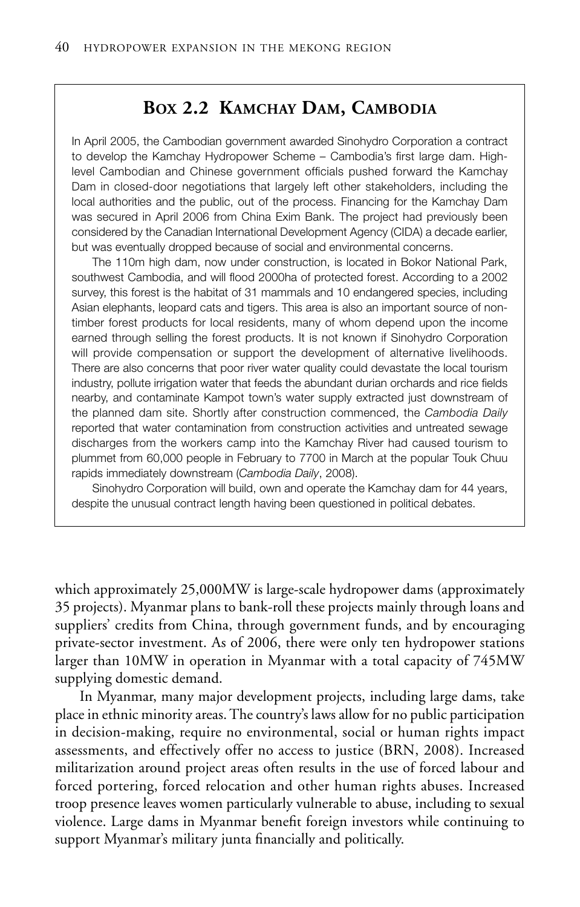## Box 2.2 Kamchay Dam, Cambodia

In April 2005, the Cambodian government awarded Sinohydro Corporation a contract to develop the Kamchay Hydropower Scheme – Cambodia's first large dam. High-level Cambodian and Chinese government officials pushed forward the Kamchay Dam in closed-door negotiations that largely left other stakeholders, including the local authorities and the public, out of the process. Financing for the Kamchay Dam was secured in April 2006 from China Exim Bank. The project had previously been considered by the Canadian International Development Agency (CIDA) a decade earlier, but was eventually dropped because of social and environmental concerns.

The 110m high dam, now under construction, is located in Bokor National Park, southwest Cambodia, and will flood 2000ha of protected forest. According to a 2002 survey, this forest is the habitat of 31 mammals and 10 endangered species, including Asian elephants, leopard cats and tigers. This area is also an important source of non-timber forest products for local residents, many of whom depend upon the income earned through selling the forest products. It is not known if Sinohydro Corporation will provide compensation or support the development of alternative livelihoods. There are also concerns that poor river water quality could devastate the local tourism industry, pollute irrigation water that feeds the abundant durian orchards and rice fields nearby, and contaminate Kampot town's water supply extracted just downstream of the planned dam site. Shortly after construction commenced, the *Cambodia Daily* reported that water contamination from construction activities and untreated sewage discharges from the workers camp into the Kamchay River had caused tourism to plummet from 60,000 people in February to 7700 in March at the popular Touk Chuu rapids immediately downstream (*Cambodia Daily*, 2008).

Sinohydro Corporation will build, own and operate the Kamchay dam for 44 years, despite the unusual contract length having been questioned in political debates.

---

which approximately 25,000MW is large-scale hydropower dams (approximately 35 projects). Myanmar plans to bank-roll these projects mainly through loans and suppliers' credits from China, through government funds, and by encouraging private-sector investment. As of 2006, there were only ten hydropower stations larger than 10MW in operation in Myanmar with a total capacity of 745MW supplying domestic demand.

In Myanmar, many major development projects, including large dams, take place in ethnic minority areas. The country's laws allow for no public participation in decision-making, require no environmental, social or human rights impact assessments, and effectively offer no access to justice (BRN, 2008). Increased militarization around project areas often results in the use of forced labour and forced portering, forced relocation and other human rights abuses. Increased troop presence leaves women particularly vulnerable to abuse, including to sexual violence. Large dams in Myanmar benefit foreign investors while continuing to support Myanmar's military junta financially and politically.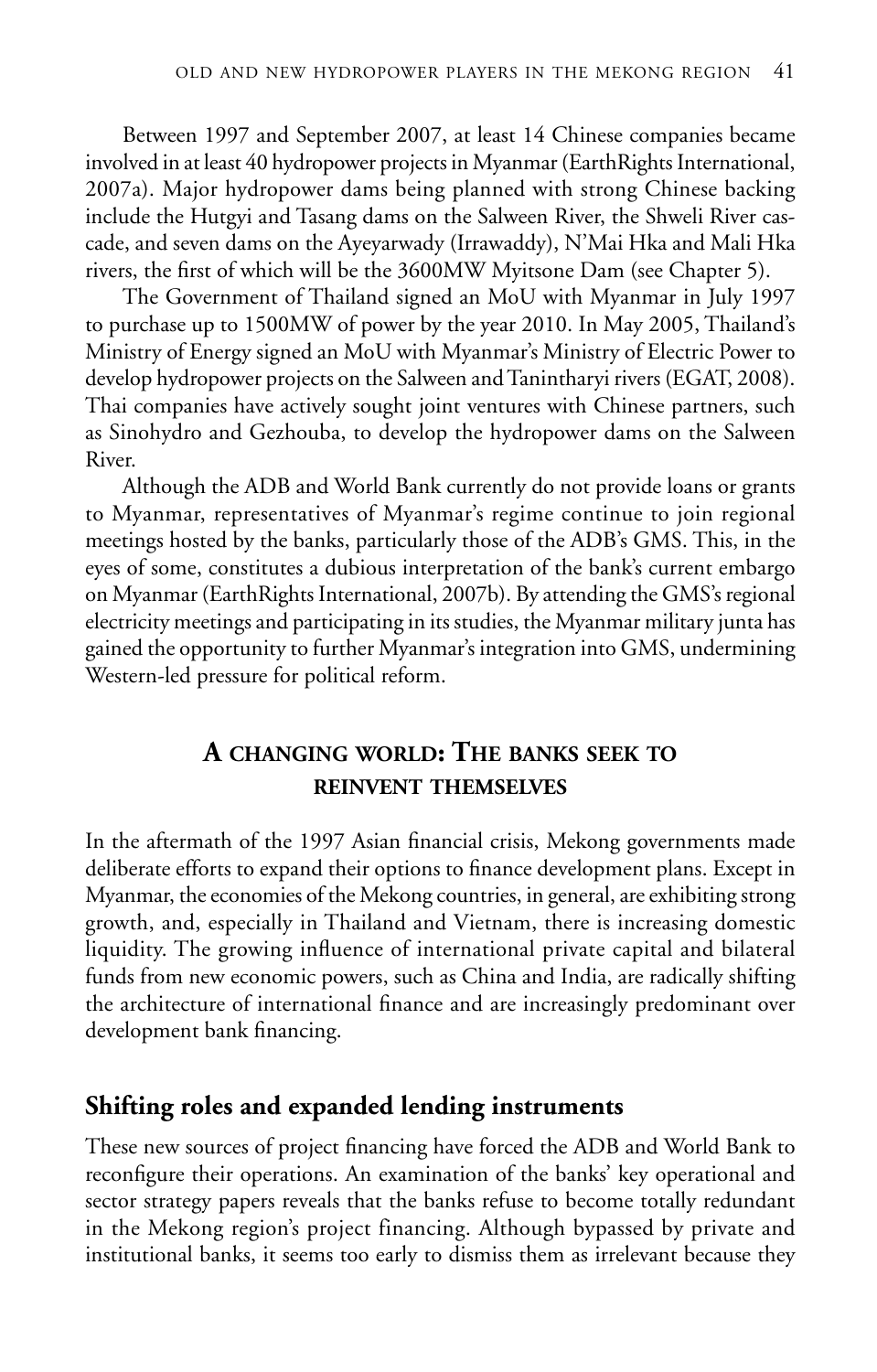Between 1997 and September 2007, at least 14 Chinese companies became involved in at least 40 hydropower projects in Myanmar (EarthRights International, 2007a). Major hydropower dams being planned with strong Chinese backing include the Hutgyi and Tasang dams on the Salween River, the Shweli River cascade, and seven dams on the Ayeyarwady (Irrawaddy), N'Mai Hka and Mali Hka rivers, the first of which will be the 3600MW Myitsone Dam (see Chapter 5).

The Government of Thailand signed an MoU with Myanmar in July 1997 to purchase up to 1500MW of power by the year 2010. In May 2005, Thailand's Ministry of Energy signed an MoU with Myanmar's Ministry of Electric Power to develop hydropower projects on the Salween and Tanintharyi rivers (EGAT, 2008). Thai companies have actively sought joint ventures with Chinese partners, such as Sinohydro and Gezhouba, to develop the hydropower dams on the Salween River.

Although the ADB and World Bank currently do not provide loans or grants to Myanmar, representatives of Myanmar's regime continue to join regional meetings hosted by the banks, particularly those of the ADB's GMS. This, in the eyes of some, constitutes a dubious interpretation of the bank's current embargo on Myanmar (EarthRights International, 2007b). By attending the GMS's regional electricity meetings and participating in its studies, the Myanmar military junta has gained the opportunity to further Myanmar's integration into GMS, undermining Western-led pressure for political reform.

## A changing world: The banks seek to reinvent themselves

In the aftermath of the 1997 Asian financial crisis, Mekong governments made deliberate efforts to expand their options to finance development plans. Except in Myanmar, the economies of the Mekong countries, in general, are exhibiting strong growth, and, especially in Thailand and Vietnam, there is increasing domestic liquidity. The growing influence of international private capital and bilateral funds from new economic powers, such as China and India, are radically shifting the architecture of international finance and are increasingly predominant over development bank financing.

### Shifting roles and expanded lending instruments

These new sources of project financing have forced the ADB and World Bank to reconfigure their operations. An examination of the banks' key operational and sector strategy papers reveals that the banks refuse to become totally redundant in the Mekong region's project financing. Although bypassed by private and institutional banks, it seems too early to dismiss them as irrelevant because they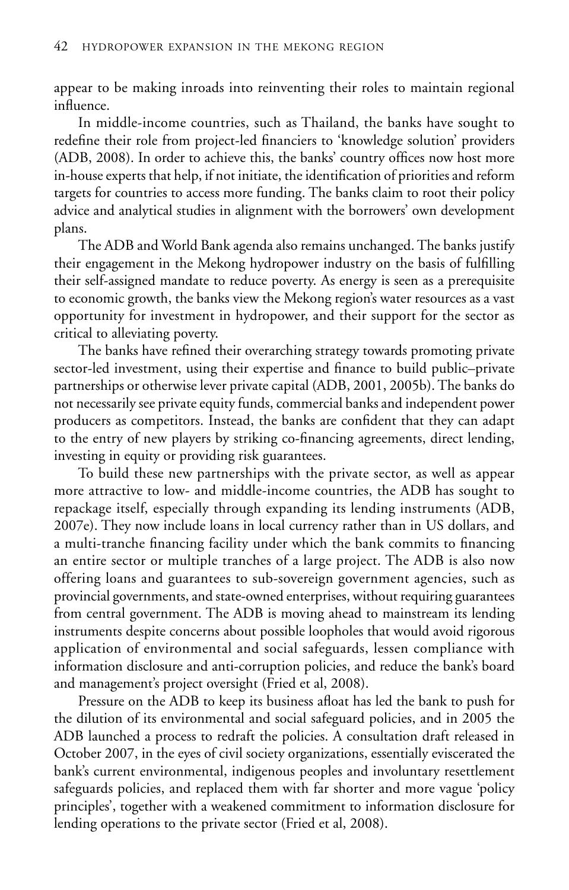appear to be making inroads into reinventing their roles to maintain regional influence.

In middle-income countries, such as Thailand, the banks have sought to redefine their role from project-led financiers to 'knowledge solution' providers (ADB, 2008). In order to achieve this, the banks' country offices now host more in-house experts that help, if not initiate, the identification of priorities and reform targets for countries to access more funding. The banks claim to root their policy advice and analytical studies in alignment with the borrowers' own development plans.

The ADB and World Bank agenda also remains unchanged. The banks justify their engagement in the Mekong hydropower industry on the basis of fulfilling their self-assigned mandate to reduce poverty. As energy is seen as a prerequisite to economic growth, the banks view the Mekong region's water resources as a vast opportunity for investment in hydropower, and their support for the sector as critical to alleviating poverty.

The banks have refined their overarching strategy towards promoting private sector-led investment, using their expertise and finance to build public–private partnerships or otherwise lever private capital (ADB, 2001, 2005b). The banks do not necessarily see private equity funds, commercial banks and independent power producers as competitors. Instead, the banks are confident that they can adapt to the entry of new players by striking co-financing agreements, direct lending, investing in equity or providing risk guarantees.

To build these new partnerships with the private sector, as well as appear more attractive to low- and middle-income countries, the ADB has sought to repackage itself, especially through expanding its lending instruments (ADB, 2007e). They now include loans in local currency rather than in US dollars, and a multi-tranche financing facility under which the bank commits to financing an entire sector or multiple tranches of a large project. The ADB is also now offering loans and guarantees to sub-sovereign government agencies, such as provincial governments, and state-owned enterprises, without requiring guarantees from central government. The ADB is moving ahead to mainstream its lending instruments despite concerns about possible loopholes that would avoid rigorous application of environmental and social safeguards, lessen compliance with information disclosure and anti-corruption policies, and reduce the bank's board and management's project oversight (Fried et al, 2008).

Pressure on the ADB to keep its business afloat has led the bank to push for the dilution of its environmental and social safeguard policies, and in 2005 the ADB launched a process to redraft the policies. A consultation draft released in October 2007, in the eyes of civil society organizations, essentially eviscerated the bank's current environmental, indigenous peoples and involuntary resettlement safeguards policies, and replaced them with far shorter and more vague 'policy principles', together with a weakened commitment to information disclosure for lending operations to the private sector (Fried et al, 2008).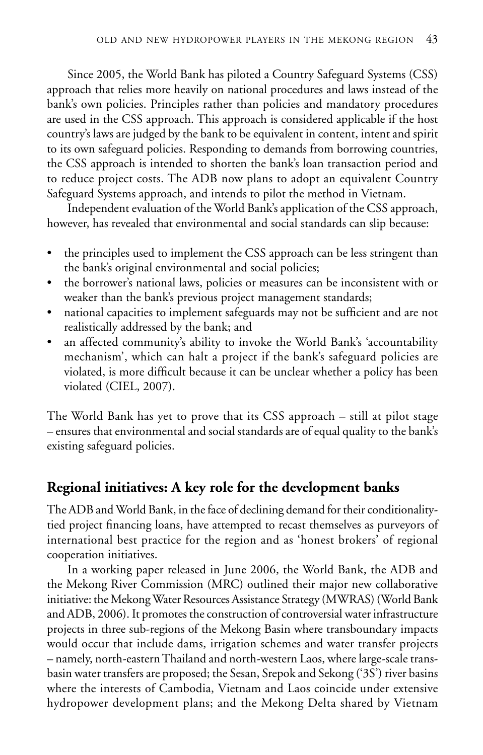Since 2005, the World Bank has piloted a Country Safeguard Systems (CSS) approach that relies more heavily on national procedures and laws instead of the bank's own policies. Principles rather than policies and mandatory procedures are used in the CSS approach. This approach is considered applicable if the host country's laws are judged by the bank to be equivalent in content, intent and spirit to its own safeguard policies. Responding to demands from borrowing countries, the CSS approach is intended to shorten the bank's loan transaction period and to reduce project costs. The ADB now plans to adopt an equivalent Country Safeguard Systems approach, and intends to pilot the method in Vietnam.

Independent evaluation of the World Bank's application of the CSS approach, however, has revealed that environmental and social standards can slip because:

- the principles used to implement the CSS approach can be less stringent than the bank's original environmental and social policies;
- the borrower's national laws, policies or measures can be inconsistent with or weaker than the bank's previous project management standards;
- national capacities to implement safeguards may not be sufficient and are not realistically addressed by the bank; and
- an affected community's ability to invoke the World Bank's 'accountability mechanism', which can halt a project if the bank's safeguard policies are violated, is more difficult because it can be unclear whether a policy has been violated (CIEL, 2007).

The World Bank has yet to prove that its CSS approach – still at pilot stage – ensures that environmental and social standards are of equal quality to the bank's existing safeguard policies.

## Regional initiatives: A key role for the development banks

The ADB and World Bank, in the face of declining demand for their conditionality-tied project financing loans, have attempted to recast themselves as purveyors of international best practice for the region and as 'honest brokers' of regional cooperation initiatives.

In a working paper released in June 2006, the World Bank, the ADB and the Mekong River Commission (MRC) outlined their major new collaborative initiative: the Mekong Water Resources Assistance Strategy (MWRAS) (World Bank and ADB, 2006). It promotes the construction of controversial water infrastructure projects in three sub-regions of the Mekong Basin where transboundary impacts would occur that include dams, irrigation schemes and water transfer projects – namely, north-eastern Thailand and north-western Laos, where large-scale trans-basin water transfers are proposed; the Sesan, Srepok and Sekong ('3S') river basins where the interests of Cambodia, Vietnam and Laos coincide under extensive hydropower development plans; and the Mekong Delta shared by Vietnam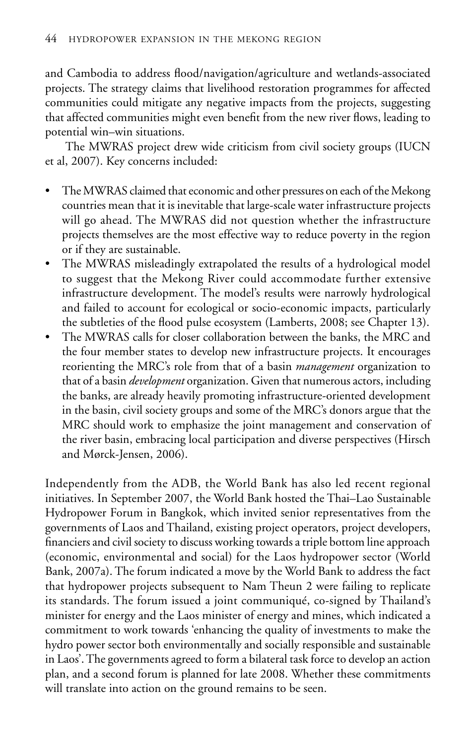and Cambodia to address flood/navigation/agriculture and wetlands-associated projects. The strategy claims that livelihood restoration programmes for affected communities could mitigate any negative impacts from the projects, suggesting that affected communities might even benefit from the new river flows, leading to potential win–win situations.

The MWRAS project drew wide criticism from civil society groups (IUCN et al, 2007). Key concerns included:

- The MWRAS claimed that economic and other pressures on each of the Mekong countries mean that it is inevitable that large-scale water infrastructure projects will go ahead. The MWRAS did not question whether the infrastructure projects themselves are the most effective way to reduce poverty in the region or if they are sustainable.
- The MWRAS misleadingly extrapolated the results of a hydrological model to suggest that the Mekong River could accommodate further extensive infrastructure development. The model's results were narrowly hydrological and failed to account for ecological or socio-economic impacts, particularly the subtleties of the flood pulse ecosystem (Lamberts, 2008; see Chapter 13).
- The MWRAS calls for closer collaboration between the banks, the MRC and the four member states to develop new infrastructure projects. It encourages reorienting the MRC's role from that of a basin *management* organization to that of a basin *development* organization. Given that numerous actors, including the banks, are already heavily promoting infrastructure-oriented development in the basin, civil society groups and some of the MRC's donors argue that the MRC should work to emphasize the joint management and conservation of the river basin, embracing local participation and diverse perspectives (Hirsch and Mørck-Jensen, 2006).

Independently from the ADB, the World Bank has also led recent regional initiatives. In September 2007, the World Bank hosted the Thai–Lao Sustainable Hydropower Forum in Bangkok, which invited senior representatives from the governments of Laos and Thailand, existing project operators, project developers, financiers and civil society to discuss working towards a triple bottom line approach (economic, environmental and social) for the Laos hydropower sector (World Bank, 2007a). The forum indicated a move by the World Bank to address the fact that hydropower projects subsequent to Nam Theun 2 were failing to replicate its standards. The forum issued a joint communiqué, co-signed by Thailand's minister for energy and the Laos minister of energy and mines, which indicated a commitment to work towards 'enhancing the quality of investments to make the hydro power sector both environmentally and socially responsible and sustainable in Laos'. The governments agreed to form a bilateral task force to develop an action plan, and a second forum is planned for late 2008. Whether these commitments will translate into action on the ground remains to be seen.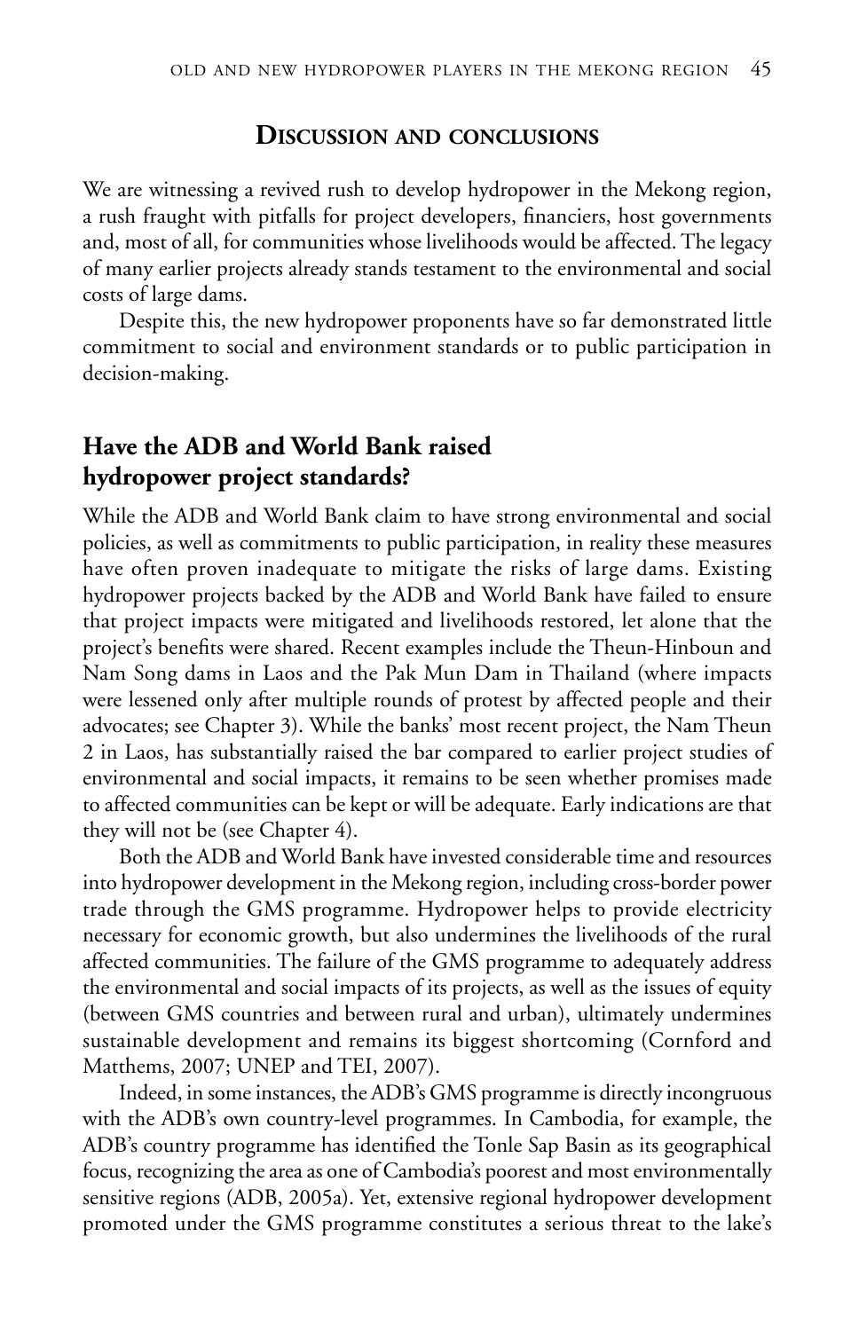## Discussion and conclusions

We are witnessing a revived rush to develop hydropower in the Mekong region, a rush fraught with pitfalls for project developers, financiers, host governments and, most of all, for communities whose livelihoods would be affected. The legacy of many earlier projects already stands testament to the environmental and social costs of large dams.

Despite this, the new hydropower proponents have so far demonstrated little commitment to social and environment standards or to public participation in decision-making.

### Have the ADB and World Bank raised hydropower project standards?

While the ADB and World Bank claim to have strong environmental and social policies, as well as commitments to public participation, in reality these measures have often proven inadequate to mitigate the risks of large dams. Existing hydropower projects backed by the ADB and World Bank have failed to ensure that project impacts were mitigated and livelihoods restored, let alone that the project's benefits were shared. Recent examples include the Theun-Hinboun and Nam Song dams in Laos and the Pak Mun Dam in Thailand (where impacts were lessened only after multiple rounds of protest by affected people and their advocates; see Chapter 3). While the banks' most recent project, the Nam Theun 2 in Laos, has substantially raised the bar compared to earlier project studies of environmental and social impacts, it remains to be seen whether promises made to affected communities can be kept or will be adequate. Early indications are that they will not be (see Chapter 4).

Both the ADB and World Bank have invested considerable time and resources into hydropower development in the Mekong region, including cross-border power trade through the GMS programme. Hydropower helps to provide electricity necessary for economic growth, but also undermines the livelihoods of the rural affected communities. The failure of the GMS programme to adequately address the environmental and social impacts of its projects, as well as the issues of equity (between GMS countries and between rural and urban), ultimately undermines sustainable development and remains its biggest shortcoming (Cornford and Matthems, 2007; UNEP and TEI, 2007).

Indeed, in some instances, the ADB's GMS programme is directly incongruous with the ADB's own country-level programmes. In Cambodia, for example, the ADB's country programme has identified the Tonle Sap Basin as its geographical focus, recognizing the area as one of Cambodia's poorest and most environmentally sensitive regions (ADB, 2005a). Yet, extensive regional hydropower development promoted under the GMS programme constitutes a serious threat to the lake's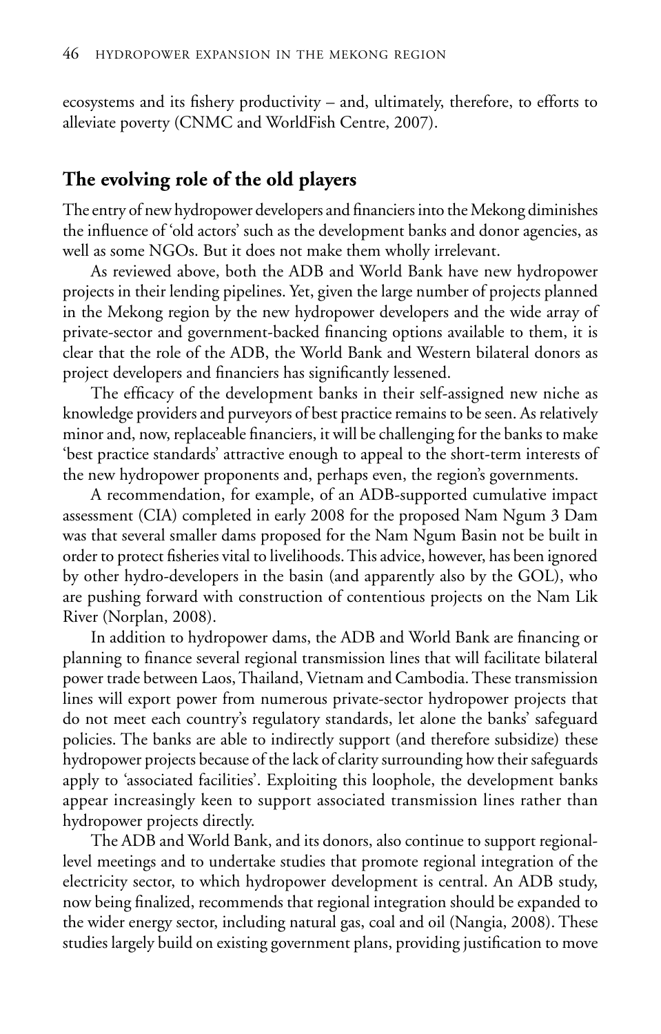ecosystems and its fishery productivity – and, ultimately, therefore, to efforts to alleviate poverty (CNMC and WorldFish Centre, 2007).

## The evolving role of the old players

The entry of new hydropower developers and financiers into the Mekong diminishes the influence of 'old actors' such as the development banks and donor agencies, as well as some NGOs. But it does not make them wholly irrelevant.

As reviewed above, both the ADB and World Bank have new hydropower projects in their lending pipelines. Yet, given the large number of projects planned in the Mekong region by the new hydropower developers and the wide array of private-sector and government-backed financing options available to them, it is clear that the role of the ADB, the World Bank and Western bilateral donors as project developers and financiers has significantly lessened.

The efficacy of the development banks in their self-assigned new niche as knowledge providers and purveyors of best practice remains to be seen. As relatively minor and, now, replaceable financiers, it will be challenging for the banks to make 'best practice standards' attractive enough to appeal to the short-term interests of the new hydropower proponents and, perhaps even, the region's governments.

A recommendation, for example, of an ADB-supported cumulative impact assessment (CIA) completed in early 2008 for the proposed Nam Ngum 3 Dam was that several smaller dams proposed for the Nam Ngum Basin not be built in order to protect fisheries vital to livelihoods. This advice, however, has been ignored by other hydro-developers in the basin (and apparently also by the GOL), who are pushing forward with construction of contentious projects on the Nam Lik River (Norplan, 2008).

In addition to hydropower dams, the ADB and World Bank are financing or planning to finance several regional transmission lines that will facilitate bilateral power trade between Laos, Thailand, Vietnam and Cambodia. These transmission lines will export power from numerous private-sector hydropower projects that do not meet each country's regulatory standards, let alone the banks' safeguard policies. The banks are able to indirectly support (and therefore subsidize) these hydropower projects because of the lack of clarity surrounding how their safeguards apply to 'associated facilities'. Exploiting this loophole, the development banks appear increasingly keen to support associated transmission lines rather than hydropower projects directly.

The ADB and World Bank, and its donors, also continue to support regional-level meetings and to undertake studies that promote regional integration of the electricity sector, to which hydropower development is central. An ADB study, now being finalized, recommends that regional integration should be expanded to the wider energy sector, including natural gas, coal and oil (Nangia, 2008). These studies largely build on existing government plans, providing justification to move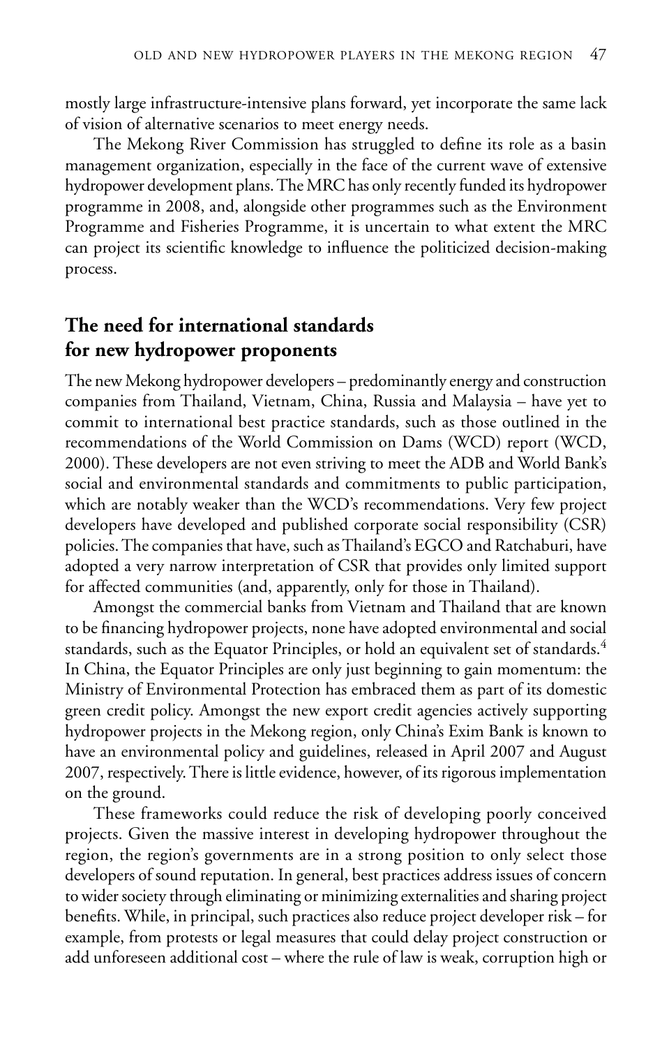mostly large infrastructure-intensive plans forward, yet incorporate the same lack of vision of alternative scenarios to meet energy needs.

The Mekong River Commission has struggled to define its role as a basin management organization, especially in the face of the current wave of extensive hydropower development plans. The MRC has only recently funded its hydropower programme in 2008, and, alongside other programmes such as the Environment Programme and Fisheries Programme, it is uncertain to what extent the MRC can project its scientific knowledge to influence the politicized decision-making process.

## The need for international standards for new hydropower proponents

The new Mekong hydropower developers – predominantly energy and construction companies from Thailand, Vietnam, China, Russia and Malaysia – have yet to commit to international best practice standards, such as those outlined in the recommendations of the World Commission on Dams (WCD) report (WCD, 2000). These developers are not even striving to meet the ADB and World Bank's social and environmental standards and commitments to public participation, which are notably weaker than the WCD's recommendations. Very few project developers have developed and published corporate social responsibility (CSR) policies. The companies that have, such as Thailand's EGCO and Ratchaburi, have adopted a very narrow interpretation of CSR that provides only limited support for affected communities (and, apparently, only for those in Thailand).

Amongst the commercial banks from Vietnam and Thailand that are known to be financing hydropower projects, none have adopted environmental and social standards, such as the Equator Principles, or hold an equivalent set of standards.[4] In China, the Equator Principles are only just beginning to gain momentum: the Ministry of Environmental Protection has embraced them as part of its domestic green credit policy. Amongst the new export credit agencies actively supporting hydropower projects in the Mekong region, only China's Exim Bank is known to have an environmental policy and guidelines, released in April 2007 and August 2007, respectively. There is little evidence, however, of its rigorous implementation on the ground.

These frameworks could reduce the risk of developing poorly conceived projects. Given the massive interest in developing hydropower throughout the region, the region's governments are in a strong position to only select those developers of sound reputation. In general, best practices address issues of concern to wider society through eliminating or minimizing externalities and sharing project benefits. While, in principal, such practices also reduce project developer risk – for example, from protests or legal measures that could delay project construction or add unforeseen additional cost – where the rule of law is weak, corruption high or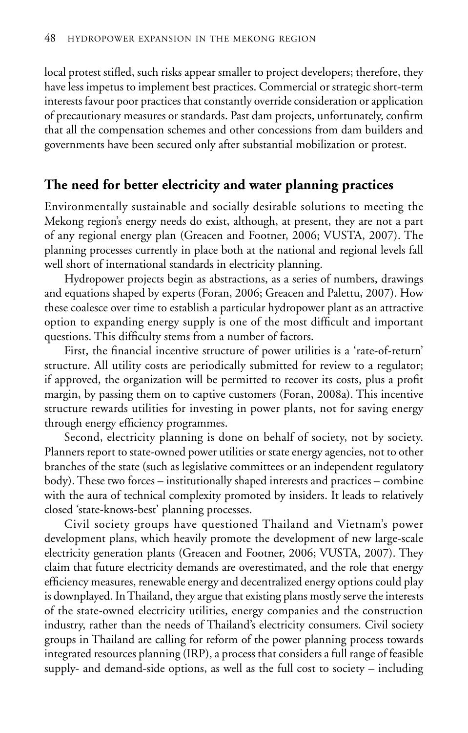local protest stifled, such risks appear smaller to project developers; therefore, they have less impetus to implement best practices. Commercial or strategic short-term interests favour poor practices that constantly override consideration or application of precautionary measures or standards. Past dam projects, unfortunately, confirm that all the compensation schemes and other concessions from dam builders and governments have been secured only after substantial mobilization or protest.

## The need for better electricity and water planning practices

Environmentally sustainable and socially desirable solutions to meeting the Mekong region's energy needs do exist, although, at present, they are not a part of any regional energy plan (Greacen and Footner, 2006; VUSTA, 2007). The planning processes currently in place both at the national and regional levels fall well short of international standards in electricity planning.

Hydropower projects begin as abstractions, as a series of numbers, drawings and equations shaped by experts (Foran, 2006; Greacen and Palettu, 2007). How these coalesce over time to establish a particular hydropower plant as an attractive option to expanding energy supply is one of the most difficult and important questions. This difficulty stems from a number of factors.

First, the financial incentive structure of power utilities is a 'rate-of-return' structure. All utility costs are periodically submitted for review to a regulator; if approved, the organization will be permitted to recover its costs, plus a profit margin, by passing them on to captive customers (Foran, 2008a). This incentive structure rewards utilities for investing in power plants, not for saving energy through energy efficiency programmes.

Second, electricity planning is done on behalf of society, not by society. Planners report to state-owned power utilities or state energy agencies, not to other branches of the state (such as legislative committees or an independent regulatory body). These two forces – institutionally shaped interests and practices – combine with the aura of technical complexity promoted by insiders. It leads to relatively closed 'state-knows-best' planning processes.

Civil society groups have questioned Thailand and Vietnam's power development plans, which heavily promote the development of new large-scale electricity generation plants (Greacen and Footner, 2006; VUSTA, 2007). They claim that future electricity demands are overestimated, and the role that energy efficiency measures, renewable energy and decentralized energy options could play is downplayed. In Thailand, they argue that existing plans mostly serve the interests of the state-owned electricity utilities, energy companies and the construction industry, rather than the needs of Thailand's electricity consumers. Civil society groups in Thailand are calling for reform of the power planning process towards integrated resources planning (IRP), a process that considers a full range of feasible supply- and demand-side options, as well as the full cost to society – including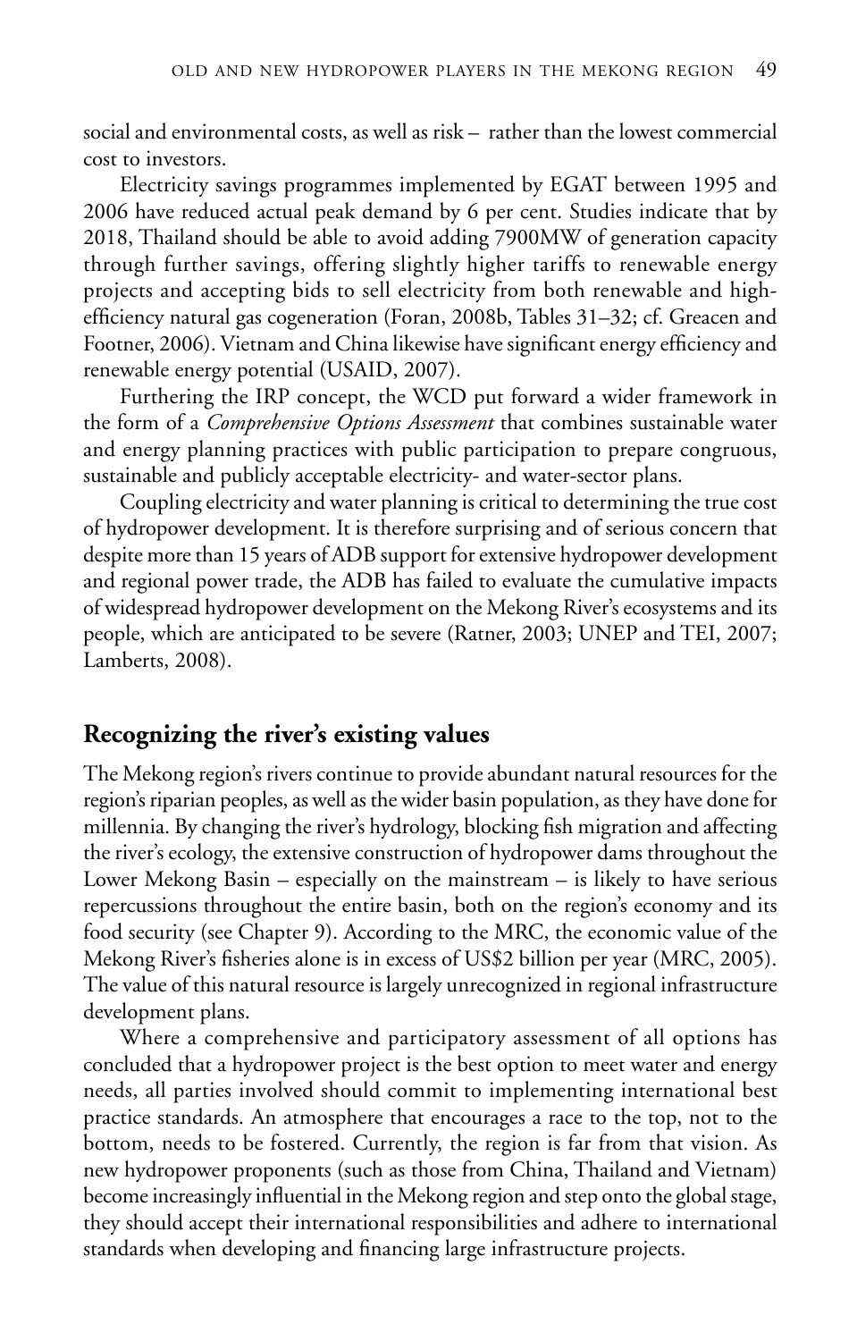social and environmental costs, as well as risk – rather than the lowest commercial cost to investors.

Electricity savings programmes implemented by EGAT between 1995 and 2006 have reduced actual peak demand by 6 per cent. Studies indicate that by 2018, Thailand should be able to avoid adding 7900MW of generation capacity through further savings, offering slightly higher tariffs to renewable energy projects and accepting bids to sell electricity from both renewable and high-efficiency natural gas cogeneration (Foran, 2008b, Tables 31–32; cf. Greacen and Footner, 2006). Vietnam and China likewise have significant energy efficiency and renewable energy potential (USAID, 2007).

Furthering the IRP concept, the WCD put forward a wider framework in the form of a *Comprehensive Options Assessment* that combines sustainable water and energy planning practices with public participation to prepare congruous, sustainable and publicly acceptable electricity- and water-sector plans.

Coupling electricity and water planning is critical to determining the true cost of hydropower development. It is therefore surprising and of serious concern that despite more than 15 years of ADB support for extensive hydropower development and regional power trade, the ADB has failed to evaluate the cumulative impacts of widespread hydropower development on the Mekong River's ecosystems and its people, which are anticipated to be severe (Ratner, 2003; UNEP and TEI, 2007; Lamberts, 2008).

## Recognizing the river's existing values

The Mekong region's rivers continue to provide abundant natural resources for the region's riparian peoples, as well as the wider basin population, as they have done for millennia. By changing the river's hydrology, blocking fish migration and affecting the river's ecology, the extensive construction of hydropower dams throughout the Lower Mekong Basin – especially on the mainstream – is likely to have serious repercussions throughout the entire basin, both on the region's economy and its food security (see Chapter 9). According to the MRC, the economic value of the Mekong River's fisheries alone is in excess of US$2 billion per year (MRC, 2005). The value of this natural resource is largely unrecognized in regional infrastructure development plans.

Where a comprehensive and participatory assessment of all options has concluded that a hydropower project is the best option to meet water and energy needs, all parties involved should commit to implementing international best practice standards. An atmosphere that encourages a race to the top, not to the bottom, needs to be fostered. Currently, the region is far from that vision. As new hydropower proponents (such as those from China, Thailand and Vietnam) become increasingly influential in the Mekong region and step onto the global stage, they should accept their international responsibilities and adhere to international standards when developing and financing large infrastructure projects.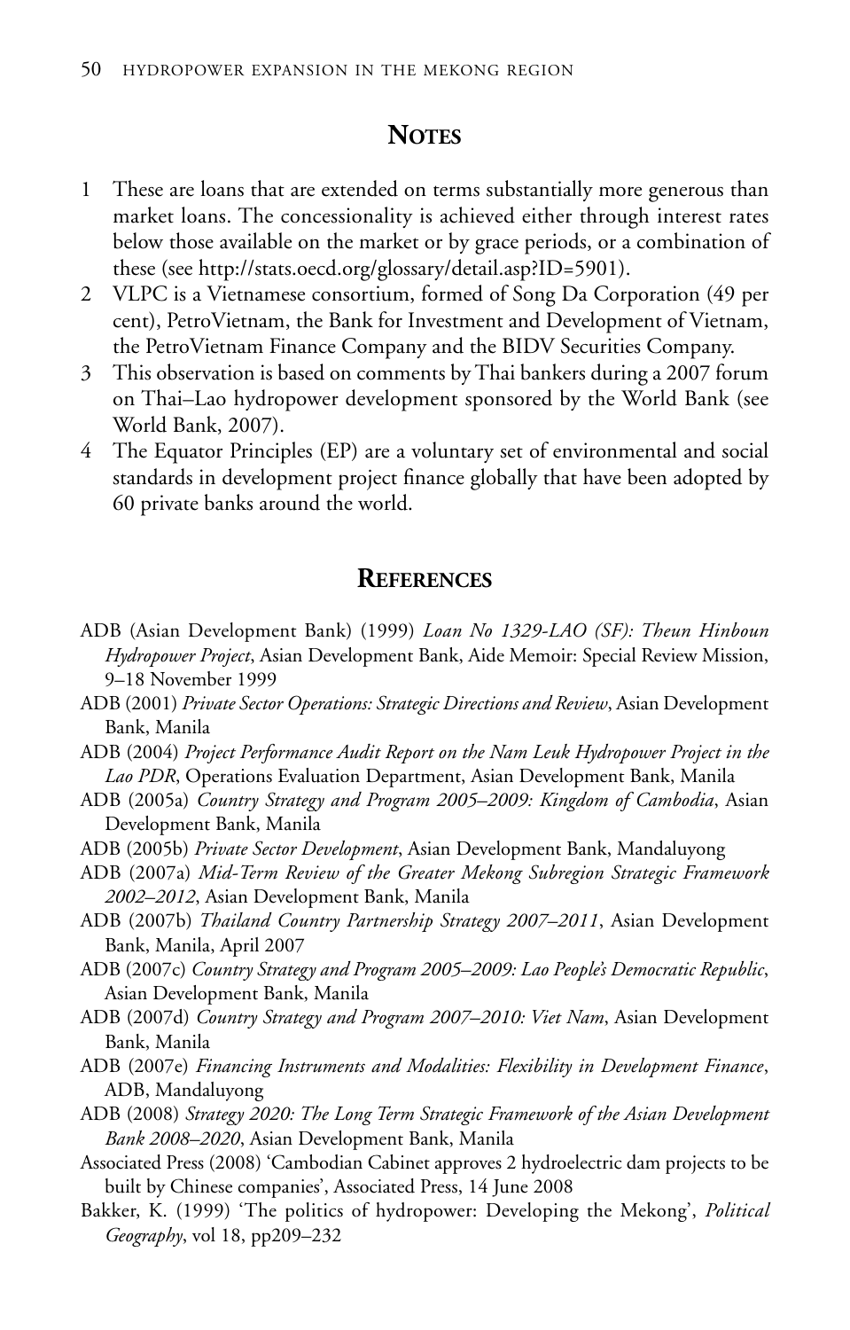## Notes

1. These are loans that are extended on terms substantially more generous than market loans. The concessionality is achieved either through interest rates below those available on the market or by grace periods, or a combination of these (see http://stats.oecd.org/glossary/detail.asp?ID=5901).
2. VLPC is a Vietnamese consortium, formed of Song Da Corporation (49 per cent), PetroVietnam, the Bank for Investment and Development of Vietnam, the PetroVietnam Finance Company and the BIDV Securities Company.
3. This observation is based on comments by Thai bankers during a 2007 forum on Thai–Lao hydropower development sponsored by the World Bank (see World Bank, 2007).
4. The Equator Principles (EP) are a voluntary set of environmental and social standards in development project finance globally that have been adopted by 60 private banks around the world.

## References

ADB (Asian Development Bank) (1999) *Loan No 1329-LAO (SF): Theun Hinboun Hydropower Project*, Asian Development Bank, Aide Memoir: Special Review Mission, 9–18 November 1999

ADB (2001) *Private Sector Operations: Strategic Directions and Review*, Asian Development Bank, Manila

ADB (2004) *Project Performance Audit Report on the Nam Leuk Hydropower Project in the Lao PDR*, Operations Evaluation Department, Asian Development Bank, Manila

ADB (2005a) *Country Strategy and Program 2005–2009: Kingdom of Cambodia*, Asian Development Bank, Manila

ADB (2005b) *Private Sector Development*, Asian Development Bank, Mandaluyong

ADB (2007a) *Mid-Term Review of the Greater Mekong Subregion Strategic Framework 2002–2012*, Asian Development Bank, Manila

ADB (2007b) *Thailand Country Partnership Strategy 2007–2011*, Asian Development Bank, Manila, April 2007

ADB (2007c) *Country Strategy and Program 2005–2009: Lao People's Democratic Republic*, Asian Development Bank, Manila

ADB (2007d) *Country Strategy and Program 2007–2010: Viet Nam*, Asian Development Bank, Manila

ADB (2007e) *Financing Instruments and Modalities: Flexibility in Development Finance*, ADB, Mandaluyong

ADB (2008) *Strategy 2020: The Long Term Strategic Framework of the Asian Development Bank 2008–2020*, Asian Development Bank, Manila

Associated Press (2008) 'Cambodian Cabinet approves 2 hydroelectric dam projects to be built by Chinese companies', Associated Press, 14 June 2008

Bakker, K. (1999) 'The politics of hydropower: Developing the Mekong', *Political Geography*, vol 18, pp209–232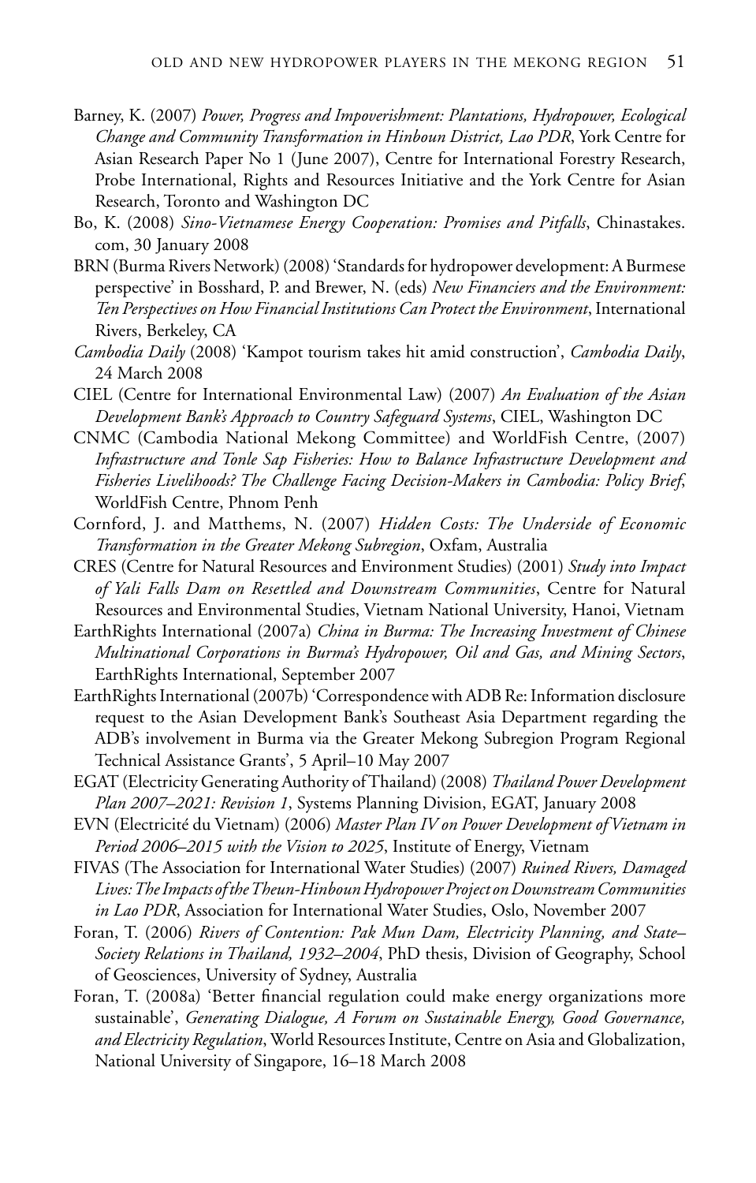Barney, K. (2007) *Power, Progress and Impoverishment: Plantations, Hydropower, Ecological Change and Community Transformation in Hinboun District, Lao PDR*, York Centre for Asian Research Paper No 1 (June 2007), Centre for International Forestry Research, Probe International, Rights and Resources Initiative and the York Centre for Asian Research, Toronto and Washington DC

Bo, K. (2008) *Sino-Vietnamese Energy Cooperation: Promises and Pitfalls*, Chinastakes.com, 30 January 2008

BRN (Burma Rivers Network) (2008) 'Standards for hydropower development: A Burmese perspective' in Bosshard, P. and Brewer, N. (eds) *New Financiers and the Environment: Ten Perspectives on How Financial Institutions Can Protect the Environment*, International Rivers, Berkeley, CA

*Cambodia Daily* (2008) 'Kampot tourism takes hit amid construction', *Cambodia Daily*, 24 March 2008

CIEL (Centre for International Environmental Law) (2007) *An Evaluation of the Asian Development Bank's Approach to Country Safeguard Systems*, CIEL, Washington DC

CNMC (Cambodia National Mekong Committee) and WorldFish Centre, (2007) *Infrastructure and Tonle Sap Fisheries: How to Balance Infrastructure Development and Fisheries Livelihoods? The Challenge Facing Decision-Makers in Cambodia: Policy Brief*, WorldFish Centre, Phnom Penh

Cornford, J. and Matthems, N. (2007) *Hidden Costs: The Underside of Economic Transformation in the Greater Mekong Subregion*, Oxfam, Australia

CRES (Centre for Natural Resources and Environment Studies) (2001) *Study into Impact of Yali Falls Dam on Resettled and Downstream Communities*, Centre for Natural Resources and Environmental Studies, Vietnam National University, Hanoi, Vietnam

EarthRights International (2007a) *China in Burma: The Increasing Investment of Chinese Multinational Corporations in Burma's Hydropower, Oil and Gas, and Mining Sectors*, EarthRights International, September 2007

EarthRights International (2007b) 'Correspondence with ADB Re: Information disclosure request to the Asian Development Bank's Southeast Asia Department regarding the ADB's involvement in Burma via the Greater Mekong Subregion Program Regional Technical Assistance Grants', 5 April–10 May 2007

EGAT (Electricity Generating Authority of Thailand) (2008) *Thailand Power Development Plan 2007–2021: Revision 1*, Systems Planning Division, EGAT, January 2008

EVN (Electricité du Vietnam) (2006) *Master Plan IV on Power Development of Vietnam in Period 2006–2015 with the Vision to 2025*, Institute of Energy, Vietnam

FIVAS (The Association for International Water Studies) (2007) *Ruined Rivers, Damaged Lives: The Impacts of the Theun-Hinboun Hydropower Project on Downstream Communities in Lao PDR*, Association for International Water Studies, Oslo, November 2007

Foran, T. (2006) *Rivers of Contention: Pak Mun Dam, Electricity Planning, and State–Society Relations in Thailand, 1932–2004*, PhD thesis, Division of Geography, School of Geosciences, University of Sydney, Australia

Foran, T. (2008a) 'Better financial regulation could make energy organizations more sustainable', *Generating Dialogue, A Forum on Sustainable Energy, Good Governance, and Electricity Regulation*, World Resources Institute, Centre on Asia and Globalization, National University of Singapore, 16–18 March 2008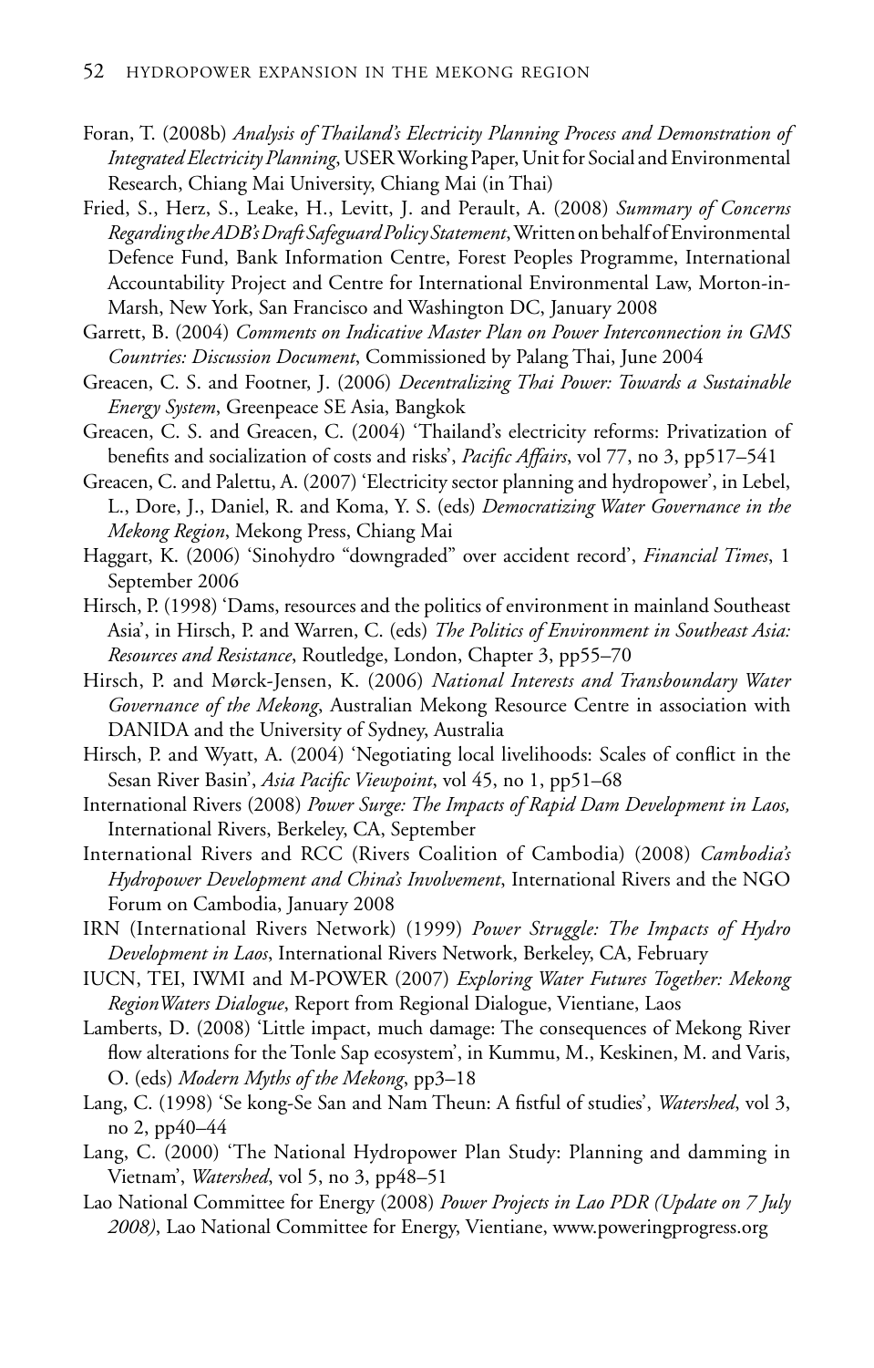Foran, T. (2008b) *Analysis of Thailand's Electricity Planning Process and Demonstration of Integrated Electricity Planning*, USER Working Paper, Unit for Social and Environmental Research, Chiang Mai University, Chiang Mai (in Thai)

Fried, S., Herz, S., Leake, H., Levitt, J. and Perault, A. (2008) *Summary of Concerns Regarding the ADB's Draft Safeguard Policy Statement*, Written on behalf of Environmental Defence Fund, Bank Information Centre, Forest Peoples Programme, International Accountability Project and Centre for International Environmental Law, Morton-in-Marsh, New York, San Francisco and Washington DC, January 2008

Garrett, B. (2004) *Comments on Indicative Master Plan on Power Interconnection in GMS Countries: Discussion Document*, Commissioned by Palang Thai, June 2004

Greacen, C. S. and Footner, J. (2006) *Decentralizing Thai Power: Towards a Sustainable Energy System*, Greenpeace SE Asia, Bangkok

Greacen, C. S. and Greacen, C. (2004) 'Thailand's electricity reforms: Privatization of benefits and socialization of costs and risks', *Pacific Affairs*, vol 77, no 3, pp517–541

Greacen, C. and Palettu, A. (2007) 'Electricity sector planning and hydropower', in Lebel, L., Dore, J., Daniel, R. and Koma, Y. S. (eds) *Democratizing Water Governance in the Mekong Region*, Mekong Press, Chiang Mai

Haggart, K. (2006) 'Sinohydro "downgraded" over accident record', *Financial Times*, 1 September 2006

Hirsch, P. (1998) 'Dams, resources and the politics of environment in mainland Southeast Asia', in Hirsch, P. and Warren, C. (eds) *The Politics of Environment in Southeast Asia: Resources and Resistance*, Routledge, London, Chapter 3, pp55–70

Hirsch, P. and Mørck-Jensen, K. (2006) *National Interests and Transboundary Water Governance of the Mekong*, Australian Mekong Resource Centre in association with DANIDA and the University of Sydney, Australia

Hirsch, P. and Wyatt, A. (2004) 'Negotiating local livelihoods: Scales of conflict in the Sesan River Basin', *Asia Pacific Viewpoint*, vol 45, no 1, pp51–68

International Rivers (2008) *Power Surge: The Impacts of Rapid Dam Development in Laos,* International Rivers, Berkeley, CA, September

International Rivers and RCC (Rivers Coalition of Cambodia) (2008) *Cambodia's Hydropower Development and China's Involvement*, International Rivers and the NGO Forum on Cambodia, January 2008

IRN (International Rivers Network) (1999) *Power Struggle: The Impacts of Hydro Development in Laos*, International Rivers Network, Berkeley, CA, February

IUCN, TEI, IWMI and M-POWER (2007) *Exploring Water Futures Together: Mekong Region Waters Dialogue*, Report from Regional Dialogue, Vientiane, Laos

Lamberts, D. (2008) 'Little impact, much damage: The consequences of Mekong River flow alterations for the Tonle Sap ecosystem', in Kummu, M., Keskinen, M. and Varis, O. (eds) *Modern Myths of the Mekong*, pp3–18

Lang, C. (1998) 'Se kong-Se San and Nam Theun: A fistful of studies', *Watershed*, vol 3, no 2, pp40–44

Lang, C. (2000) 'The National Hydropower Plan Study: Planning and damming in Vietnam', *Watershed*, vol 5, no 3, pp48–51

Lao National Committee for Energy (2008) *Power Projects in Lao PDR (Update on 7 July 2008)*, Lao National Committee for Energy, Vientiane, www.poweringprogress.org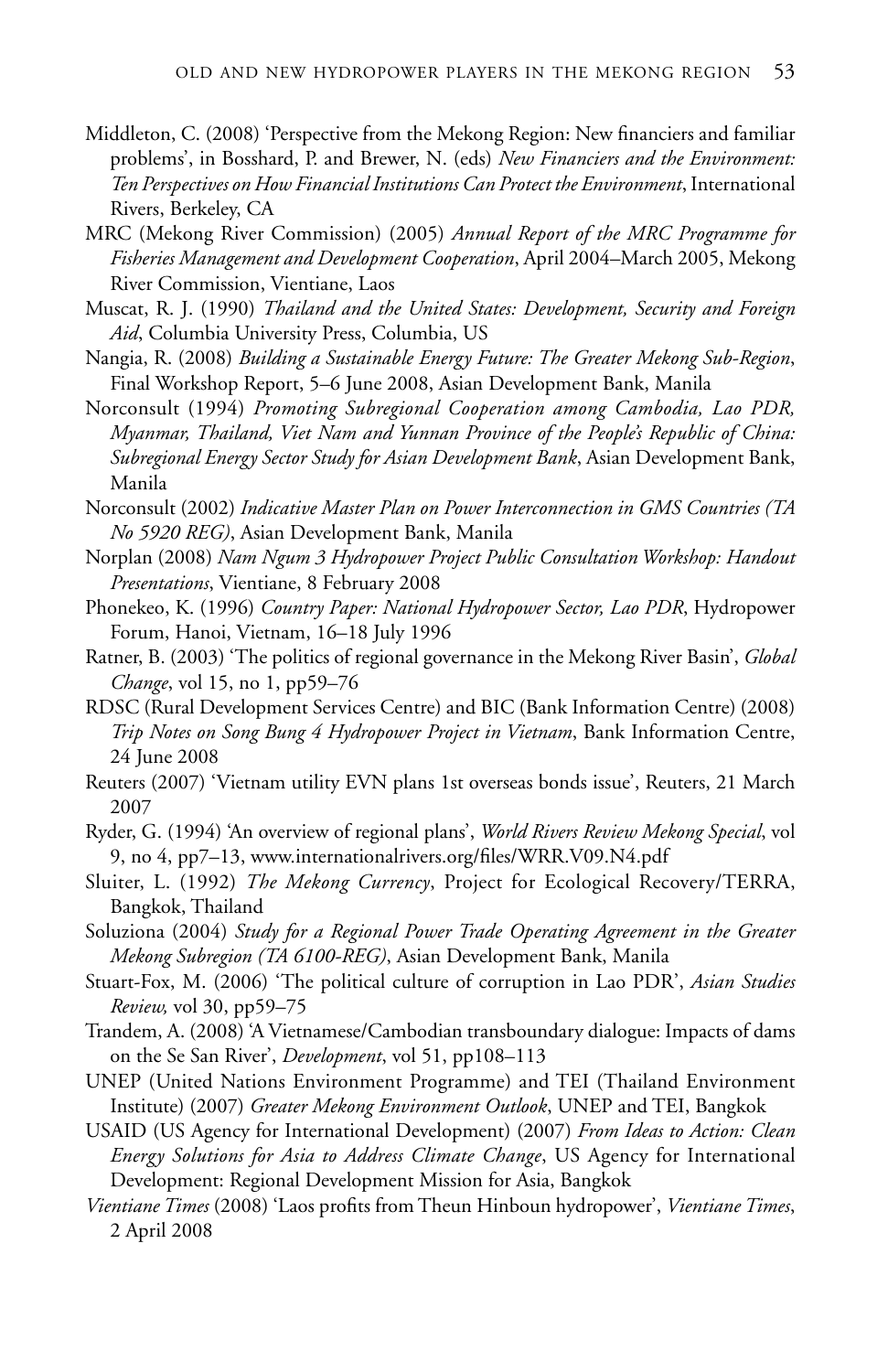Middleton, C. (2008) 'Perspective from the Mekong Region: New financiers and familiar problems', in Bosshard, P. and Brewer, N. (eds) *New Financiers and the Environment: Ten Perspectives on How Financial Institutions Can Protect the Environment*, International Rivers, Berkeley, CA

MRC (Mekong River Commission) (2005) *Annual Report of the MRC Programme for Fisheries Management and Development Cooperation*, April 2004–March 2005, Mekong River Commission, Vientiane, Laos

Muscat, R. J. (1990) *Thailand and the United States: Development, Security and Foreign Aid*, Columbia University Press, Columbia, US

Nangia, R. (2008) *Building a Sustainable Energy Future: The Greater Mekong Sub-Region*, Final Workshop Report, 5–6 June 2008, Asian Development Bank, Manila

Norconsult (1994) *Promoting Subregional Cooperation among Cambodia, Lao PDR, Myanmar, Thailand, Viet Nam and Yunnan Province of the People's Republic of China: Subregional Energy Sector Study for Asian Development Bank*, Asian Development Bank, Manila

Norconsult (2002) *Indicative Master Plan on Power Interconnection in GMS Countries (TA No 5920 REG)*, Asian Development Bank, Manila

Norplan (2008) *Nam Ngum 3 Hydropower Project Public Consultation Workshop: Handout Presentations*, Vientiane, 8 February 2008

Phonekeo, K. (1996) *Country Paper: National Hydropower Sector, Lao PDR*, Hydropower Forum, Hanoi, Vietnam, 16–18 July 1996

Ratner, B. (2003) 'The politics of regional governance in the Mekong River Basin', *Global Change*, vol 15, no 1, pp59–76

RDSC (Rural Development Services Centre) and BIC (Bank Information Centre) (2008) *Trip Notes on Song Bung 4 Hydropower Project in Vietnam*, Bank Information Centre, 24 June 2008

Reuters (2007) 'Vietnam utility EVN plans 1st overseas bonds issue', Reuters, 21 March 2007

Ryder, G. (1994) 'An overview of regional plans', *World Rivers Review Mekong Special*, vol 9, no 4, pp7–13, www.internationalrivers.org/files/WRR.V09.N4.pdf

Sluiter, L. (1992) *The Mekong Currency*, Project for Ecological Recovery/TERRA, Bangkok, Thailand

Soluziona (2004) *Study for a Regional Power Trade Operating Agreement in the Greater Mekong Subregion (TA 6100-REG)*, Asian Development Bank, Manila

Stuart-Fox, M. (2006) 'The political culture of corruption in Lao PDR', *Asian Studies Review,* vol 30, pp59–75

Trandem, A. (2008) 'A Vietnamese/Cambodian transboundary dialogue: Impacts of dams on the Se San River', *Development*, vol 51, pp108–113

UNEP (United Nations Environment Programme) and TEI (Thailand Environment Institute) (2007) *Greater Mekong Environment Outlook*, UNEP and TEI, Bangkok

USAID (US Agency for International Development) (2007) *From Ideas to Action: Clean Energy Solutions for Asia to Address Climate Change*, US Agency for International Development: Regional Development Mission for Asia, Bangkok

*Vientiane Times* (2008) 'Laos profits from Theun Hinboun hydropower', *Vientiane Times*, 2 April 2008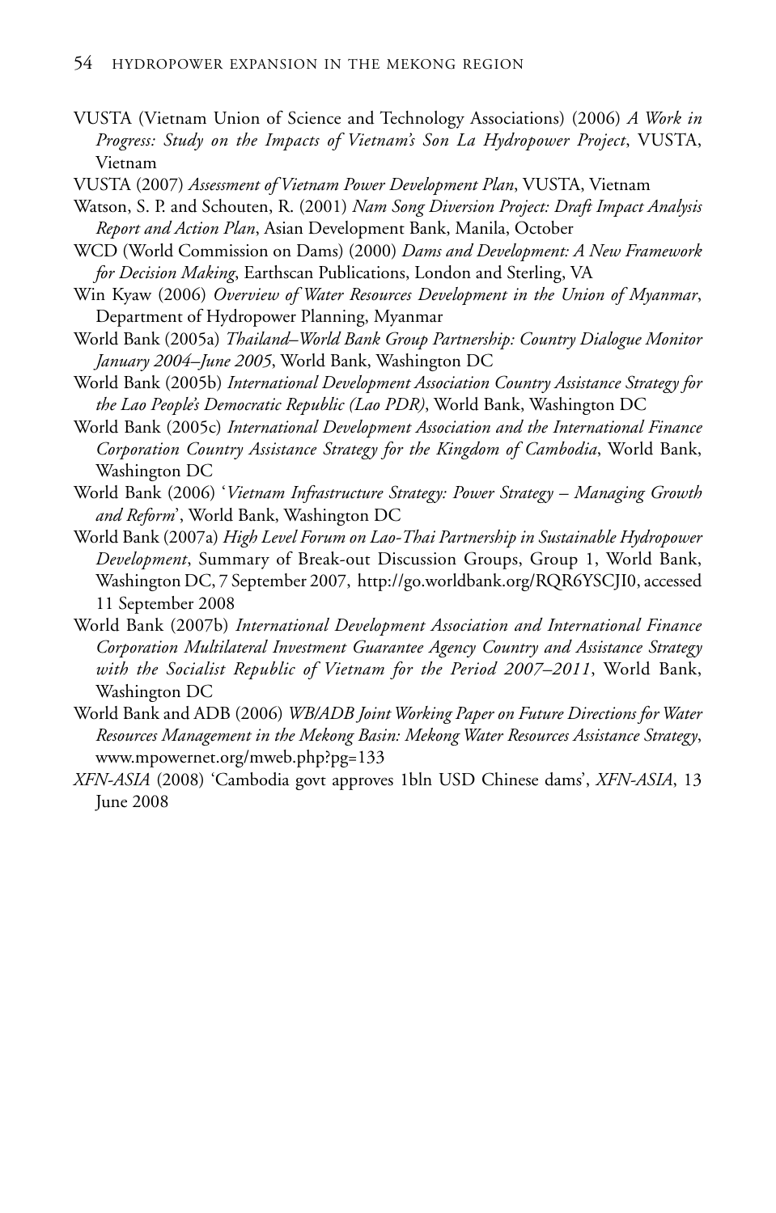VUSTA (Vietnam Union of Science and Technology Associations) (2006) *A Work in Progress: Study on the Impacts of Vietnam's Son La Hydropower Project*, VUSTA, Vietnam

VUSTA (2007) *Assessment of Vietnam Power Development Plan*, VUSTA, Vietnam

Watson, S. P. and Schouten, R. (2001) *Nam Song Diversion Project: Draft Impact Analysis Report and Action Plan*, Asian Development Bank, Manila, October

WCD (World Commission on Dams) (2000) *Dams and Development: A New Framework for Decision Making*, Earthscan Publications, London and Sterling, VA

Win Kyaw (2006) *Overview of Water Resources Development in the Union of Myanmar*, Department of Hydropower Planning, Myanmar

World Bank (2005a) *Thailand–World Bank Group Partnership: Country Dialogue Monitor January 2004–June 2005*, World Bank, Washington DC

World Bank (2005b) *International Development Association Country Assistance Strategy for the Lao People's Democratic Republic (Lao PDR)*, World Bank, Washington DC

World Bank (2005c) *International Development Association and the International Finance Corporation Country Assistance Strategy for the Kingdom of Cambodia*, World Bank, Washington DC

World Bank (2006) '*Vietnam Infrastructure Strategy: Power Strategy – Managing Growth and Reform*', World Bank, Washington DC

World Bank (2007a) *High Level Forum on Lao-Thai Partnership in Sustainable Hydropower Development*, Summary of Break-out Discussion Groups, Group 1, World Bank, Washington DC, 7 September 2007, http://go.worldbank.org/RQR6YSCJI0, accessed 11 September 2008

World Bank (2007b) *International Development Association and International Finance Corporation Multilateral Investment Guarantee Agency Country and Assistance Strategy with the Socialist Republic of Vietnam for the Period 2007–2011*, World Bank, Washington DC

World Bank and ADB (2006) *WB/ADB Joint Working Paper on Future Directions for Water Resources Management in the Mekong Basin: Mekong Water Resources Assistance Strategy*, www.mpowernet.org/mweb.php?pg=133

*XFN-ASIA* (2008) 'Cambodia govt approves 1bln USD Chinese dams', *XFN-ASIA*, 13 June 2008